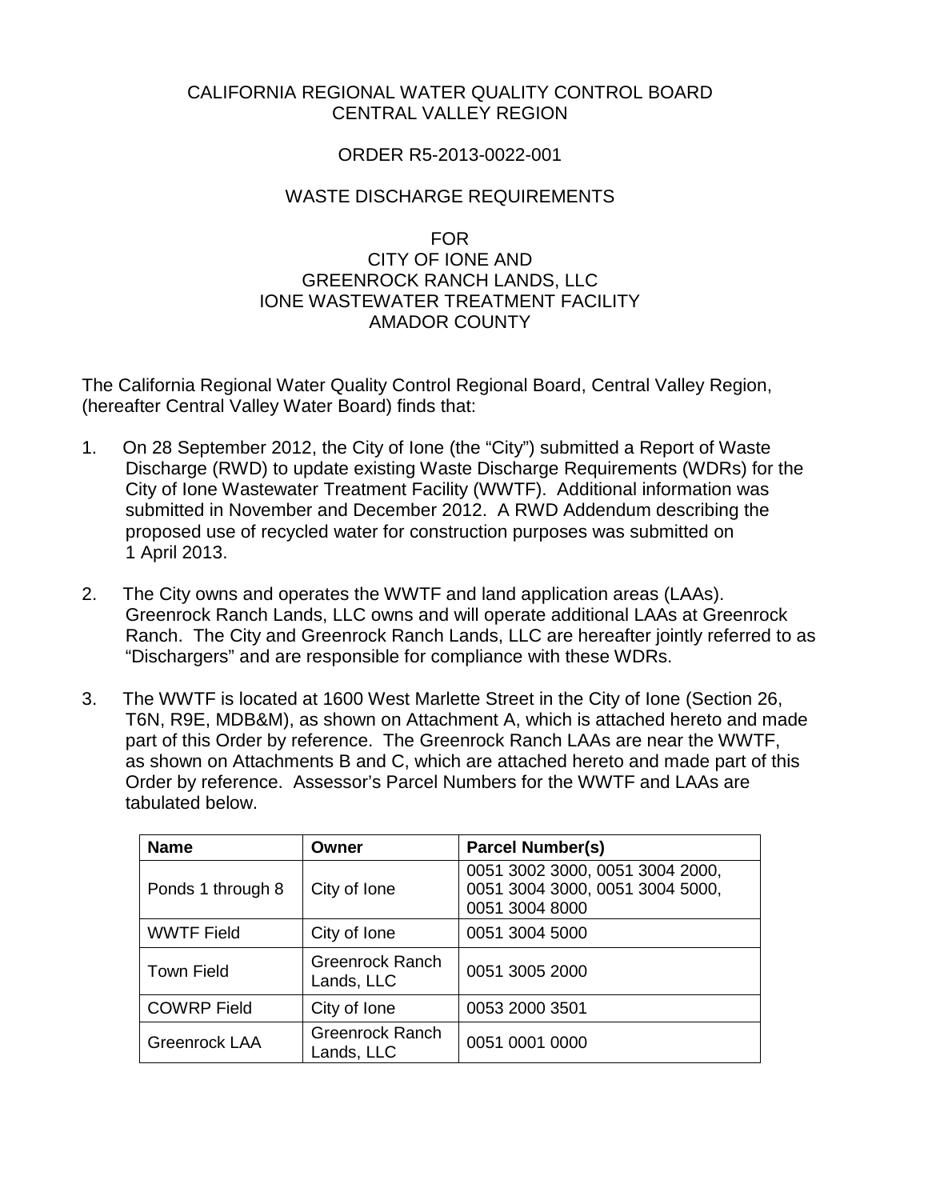CALIFORNIA REGIONAL WATER QUALITY CONTROL BOARD
CENTRAL VALLEY REGION

ORDER R5-2013-0022-001

WASTE DISCHARGE REQUIREMENTS

FOR
CITY OF IONE AND
GREENROCK RANCH LANDS, LLC
IONE WASTEWATER TREATMENT FACILITY
AMADOR COUNTY

The California Regional Water Quality Control Regional Board, Central Valley Region, (hereafter Central Valley Water Board) finds that:

1. On 28 September 2012, the City of Ione (the "City") submitted a Report of Waste Discharge (RWD) to update existing Waste Discharge Requirements (WDRs) for the City of Ione Wastewater Treatment Facility (WWTF). Additional information was submitted in November and December 2012. A RWD Addendum describing the proposed use of recycled water for construction purposes was submitted on 1 April 2013.

2. The City owns and operates the WWTF and land application areas (LAAs). Greenrock Ranch Lands, LLC owns and will operate additional LAAs at Greenrock Ranch. The City and Greenrock Ranch Lands, LLC are hereafter jointly referred to as "Dischargers" and are responsible for compliance with these WDRs.

3. The WWTF is located at 1600 West Marlette Street in the City of Ione (Section 26, T6N, R9E, MDB&M), as shown on Attachment A, which is attached hereto and made part of this Order by reference. The Greenrock Ranch LAAs are near the WWTF, as shown on Attachments B and C, which are attached hereto and made part of this Order by reference. Assessor's Parcel Numbers for the WWTF and LAAs are tabulated below.

| Name | Owner | Parcel Number(s) |
|---|---|---|
| Ponds 1 through 8 | City of Ione | 0051 3002 3000, 0051 3004 2000, 0051 3004 3000, 0051 3004 5000, 0051 3004 8000 |
| WWTF Field | City of Ione | 0051 3004 5000 |
| Town Field | Greenrock Ranch Lands, LLC | 0051 3005 2000 |
| COWRP Field | City of Ione | 0053 2000 3501 |
| Greenrock LAA | Greenrock Ranch Lands, LLC | 0051 0001 0000 |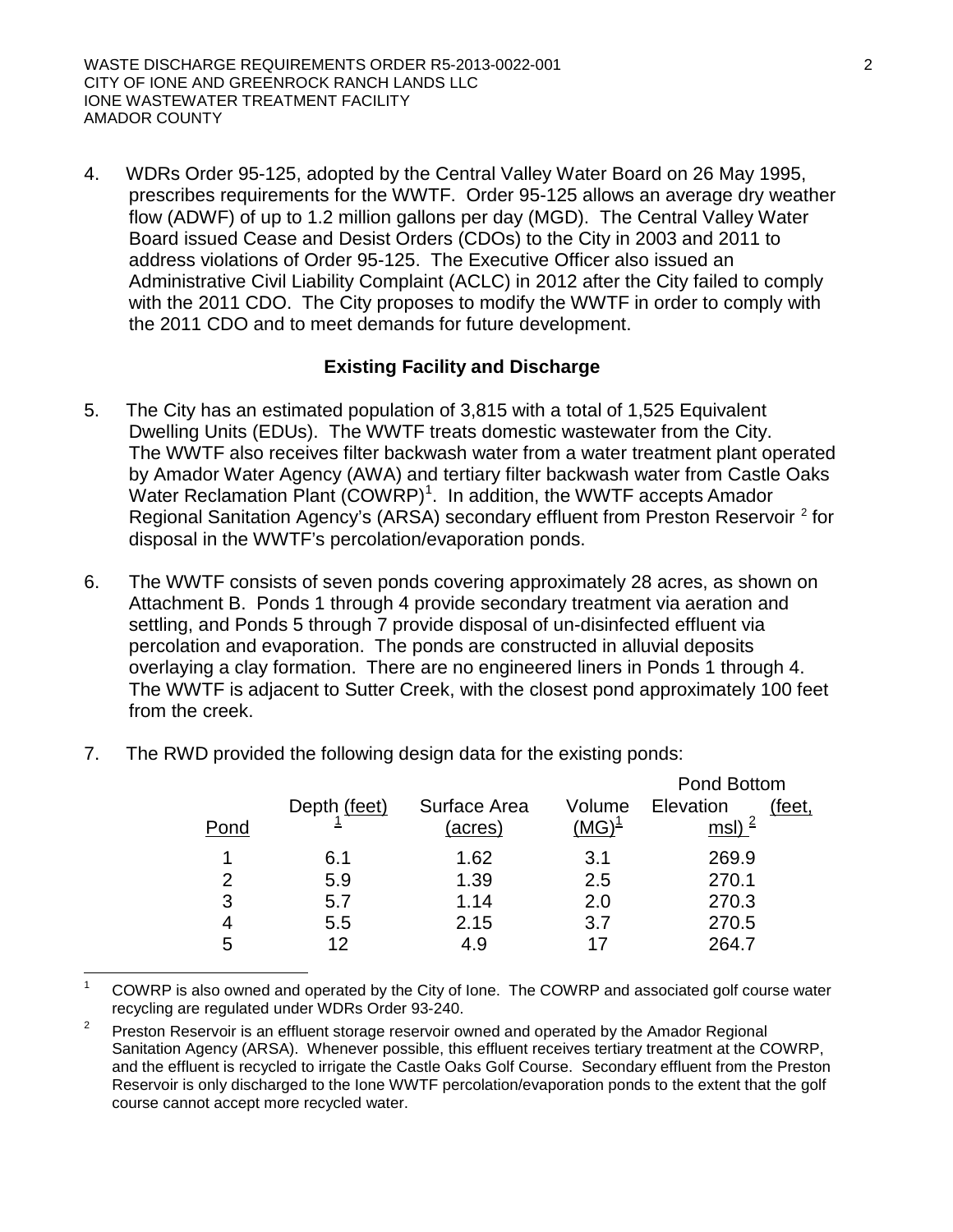4. WDRs Order 95-125, adopted by the Central Valley Water Board on 26 May 1995, prescribes requirements for the WWTF. Order 95-125 allows an average dry weather flow (ADWF) of up to 1.2 million gallons per day (MGD). The Central Valley Water Board issued Cease and Desist Orders (CDOs) to the City in 2003 and 2011 to address violations of Order 95-125. The Executive Officer also issued an Administrative Civil Liability Complaint (ACLC) in 2012 after the City failed to comply with the 2011 CDO. The City proposes to modify the WWTF in order to comply with the 2011 CDO and to meet demands for future development.

## Existing Facility and Discharge

5. The City has an estimated population of 3,815 with a total of 1,525 Equivalent Dwelling Units (EDUs). The WWTF treats domestic wastewater from the City. The WWTF also receives filter backwash water from a water treatment plant operated by Amador Water Agency (AWA) and tertiary filter backwash water from Castle Oaks Water Reclamation Plant (COWRP)[1]. In addition, the WWTF accepts Amador Regional Sanitation Agency's (ARSA) secondary effluent from Preston Reservoir [2] for disposal in the WWTF's percolation/evaporation ponds.

6. The WWTF consists of seven ponds covering approximately 28 acres, as shown on Attachment B. Ponds 1 through 4 provide secondary treatment via aeration and settling, and Ponds 5 through 7 provide disposal of un-disinfected effluent via percolation and evaporation. The ponds are constructed in alluvial deposits overlaying a clay formation. There are no engineered liners in Ponds 1 through 4. The WWTF is adjacent to Sutter Creek, with the closest pond approximately 100 feet from the creek.

7. The RWD provided the following design data for the existing ponds:

| Pond | Depth (feet) [1] | Surface Area (acres) | Volume (MG)[1] | Pond Bottom Elevation (feet, msl) [2] |
|---|---|---|---|---|
| 1 | 6.1 | 1.62 | 3.1 | 269.9 |
| 2 | 5.9 | 1.39 | 2.5 | 270.1 |
| 3 | 5.7 | 1.14 | 2.0 | 270.3 |
| 4 | 5.5 | 2.15 | 3.7 | 270.5 |
| 5 | 12 | 4.9 | 17 | 264.7 |

[1] COWRP is also owned and operated by the City of Ione. The COWRP and associated golf course water recycling are regulated under WDRs Order 93-240.

[2] Preston Reservoir is an effluent storage reservoir owned and operated by the Amador Regional Sanitation Agency (ARSA). Whenever possible, this effluent receives tertiary treatment at the COWRP, and the effluent is recycled to irrigate the Castle Oaks Golf Course. Secondary effluent from the Preston Reservoir is only discharged to the Ione WWTF percolation/evaporation ponds to the extent that the golf course cannot accept more recycled water.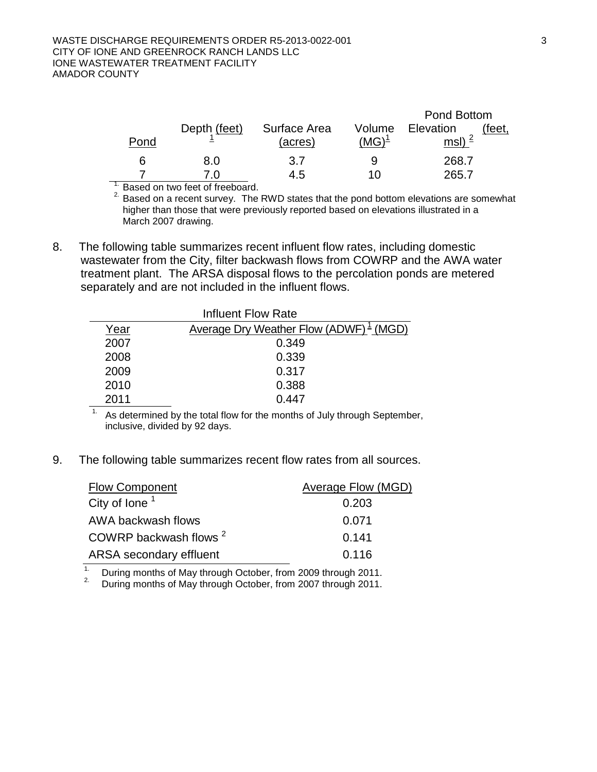| Pond | Depth (feet) [1] | Surface Area (acres) | Volume (MG)[1] | Pond Bottom Elevation (feet, msl) [2] |
|---|---|---|---|---|
| 6 | 8.0 | 3.7 | 9 | 268.7 |
| 7 | 7.0 | 4.5 | 10 | 265.7 |

1. Based on two feet of freeboard.
2. Based on a recent survey. The RWD states that the pond bottom elevations are somewhat higher than those that were previously reported based on elevations illustrated in a March 2007 drawing.

8. The following table summarizes recent influent flow rates, including domestic wastewater from the City, filter backwash flows from COWRP and the AWA water treatment plant. The ARSA disposal flows to the percolation ponds are metered separately and are not included in the influent flows.

| | Influent Flow Rate |
|---|---|
| Year | Average Dry Weather Flow (ADWF)[1] (MGD) |
| 2007 | 0.349 |
| 2008 | 0.339 |
| 2009 | 0.317 |
| 2010 | 0.388 |
| 2011 | 0.447 |

1. As determined by the total flow for the months of July through September, inclusive, divided by 92 days.

9. The following table summarizes recent flow rates from all sources.

| Flow Component | Average Flow (MGD) |
|---|---|
| City of Ione [1] | 0.203 |
| AWA backwash flows | 0.071 |
| COWRP backwash flows [2] | 0.141 |
| ARSA secondary effluent | 0.116 |

1. During months of May through October, from 2009 through 2011.
2. During months of May through October, from 2007 through 2011.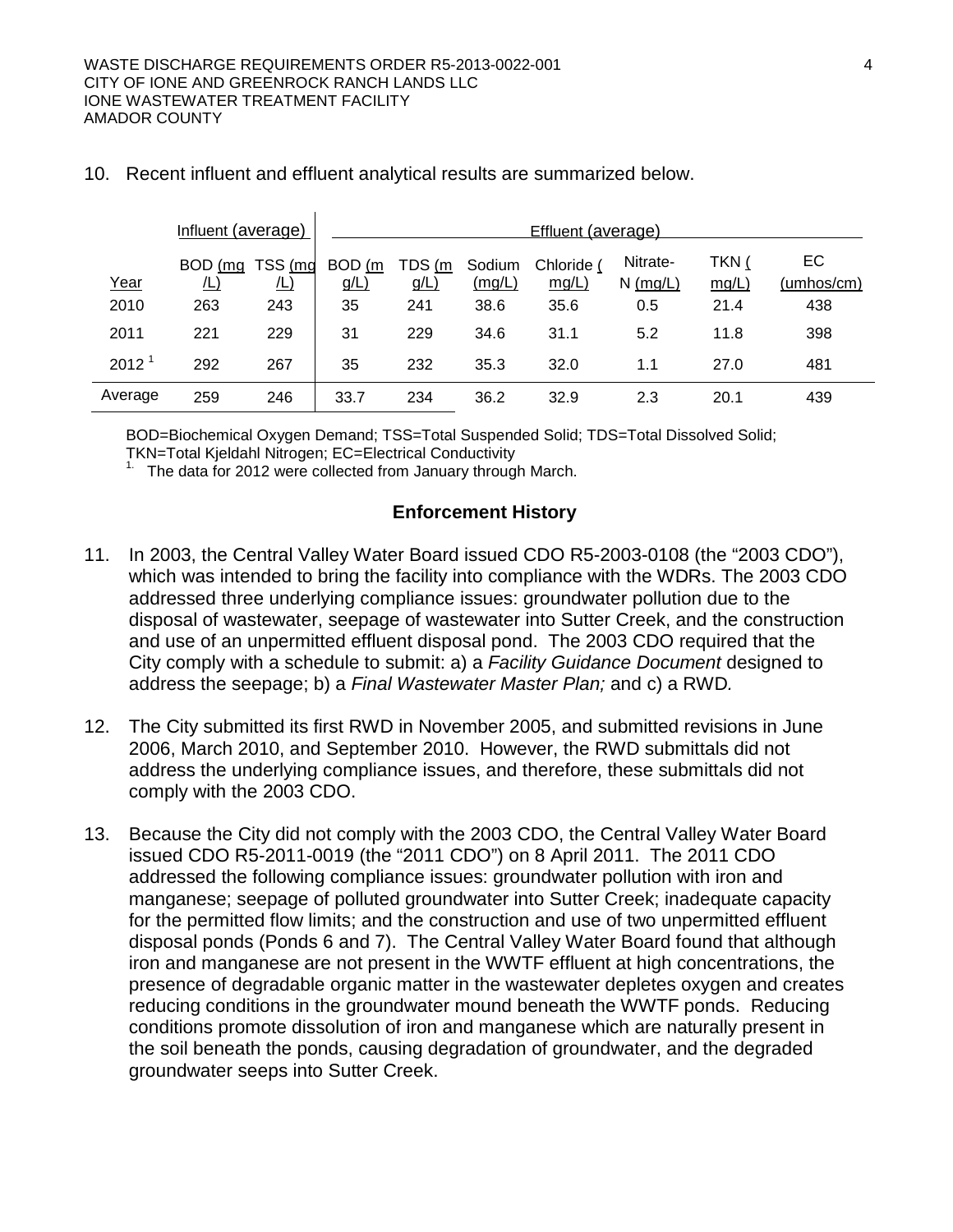10. Recent influent and effluent analytical results are summarized below.

| | Influent (average) | | Effluent (average) | | | | | | | |
|---|---|---|---|---|---|---|---|---|---|---|
| Year | BOD (mg/L) | TSS (mg/L) | BOD (mg/L) | TDS (mg/L) | Sodium (mg/L) | Chloride (mg/L) | Nitrate-N (mg/L) | TKN (mg/L) | EC (umhos/cm) |
| 2010 | 263 | 243 | 35 | 241 | 38.6 | 35.6 | 0.5 | 21.4 | 438 |
| 2011 | 221 | 229 | 31 | 229 | 34.6 | 31.1 | 5.2 | 11.8 | 398 |
| 2012 [1] | 292 | 267 | 35 | 232 | 35.3 | 32.0 | 1.1 | 27.0 | 481 |
| Average | 259 | 246 | 33.7 | 234 | 36.2 | 32.9 | 2.3 | 20.1 | 439 |

BOD=Biochemical Oxygen Demand; TSS=Total Suspended Solid; TDS=Total Dissolved Solid; TKN=Total Kjeldahl Nitrogen; EC=Electrical Conductivity

[1] The data for 2012 were collected from January through March.

## Enforcement History

11. In 2003, the Central Valley Water Board issued CDO R5-2003-0108 (the "2003 CDO"), which was intended to bring the facility into compliance with the WDRs. The 2003 CDO addressed three underlying compliance issues: groundwater pollution due to the disposal of wastewater, seepage of wastewater into Sutter Creek, and the construction and use of an unpermitted effluent disposal pond. The 2003 CDO required that the City comply with a schedule to submit: a) a *Facility Guidance Document* designed to address the seepage; b) a *Final Wastewater Master Plan;* and c) a RWD.

12. The City submitted its first RWD in November 2005, and submitted revisions in June 2006, March 2010, and September 2010. However, the RWD submittals did not address the underlying compliance issues, and therefore, these submittals did not comply with the 2003 CDO.

13. Because the City did not comply with the 2003 CDO, the Central Valley Water Board issued CDO R5-2011-0019 (the "2011 CDO") on 8 April 2011. The 2011 CDO addressed the following compliance issues: groundwater pollution with iron and manganese; seepage of polluted groundwater into Sutter Creek; inadequate capacity for the permitted flow limits; and the construction and use of two unpermitted effluent disposal ponds (Ponds 6 and 7). The Central Valley Water Board found that although iron and manganese are not present in the WWTF effluent at high concentrations, the presence of degradable organic matter in the wastewater depletes oxygen and creates reducing conditions in the groundwater mound beneath the WWTF ponds. Reducing conditions promote dissolution of iron and manganese which are naturally present in the soil beneath the ponds, causing degradation of groundwater, and the degraded groundwater seeps into Sutter Creek.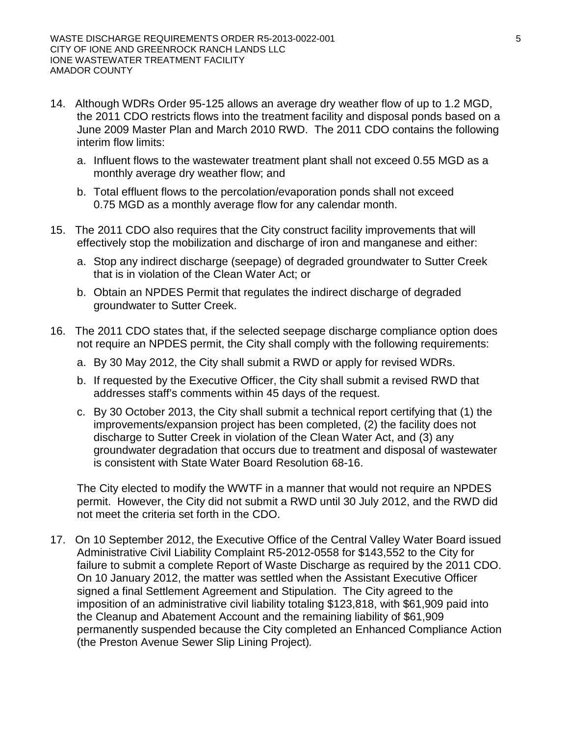14. Although WDRs Order 95-125 allows an average dry weather flow of up to 1.2 MGD, the 2011 CDO restricts flows into the treatment facility and disposal ponds based on a June 2009 Master Plan and March 2010 RWD. The 2011 CDO contains the following interim flow limits:

    a. Influent flows to the wastewater treatment plant shall not exceed 0.55 MGD as a monthly average dry weather flow; and

    b. Total effluent flows to the percolation/evaporation ponds shall not exceed 0.75 MGD as a monthly average flow for any calendar month.

15. The 2011 CDO also requires that the City construct facility improvements that will effectively stop the mobilization and discharge of iron and manganese and either:

    a. Stop any indirect discharge (seepage) of degraded groundwater to Sutter Creek that is in violation of the Clean Water Act; or

    b. Obtain an NPDES Permit that regulates the indirect discharge of degraded groundwater to Sutter Creek.

16. The 2011 CDO states that, if the selected seepage discharge compliance option does not require an NPDES permit, the City shall comply with the following requirements:

    a. By 30 May 2012, the City shall submit a RWD or apply for revised WDRs.

    b. If requested by the Executive Officer, the City shall submit a revised RWD that addresses staff's comments within 45 days of the request.

    c. By 30 October 2013, the City shall submit a technical report certifying that (1) the improvements/expansion project has been completed, (2) the facility does not discharge to Sutter Creek in violation of the Clean Water Act, and (3) any groundwater degradation that occurs due to treatment and disposal of wastewater is consistent with State Water Board Resolution 68-16.

    The City elected to modify the WWTF in a manner that would not require an NPDES permit. However, the City did not submit a RWD until 30 July 2012, and the RWD did not meet the criteria set forth in the CDO.

17. On 10 September 2012, the Executive Office of the Central Valley Water Board issued Administrative Civil Liability Complaint R5-2012-0558 for $143,552 to the City for failure to submit a complete Report of Waste Discharge as required by the 2011 CDO. On 10 January 2012, the matter was settled when the Assistant Executive Officer signed a final Settlement Agreement and Stipulation. The City agreed to the imposition of an administrative civil liability totaling $123,818, with $61,909 paid into the Cleanup and Abatement Account and the remaining liability of $61,909 permanently suspended because the City completed an Enhanced Compliance Action (the Preston Avenue Sewer Slip Lining Project).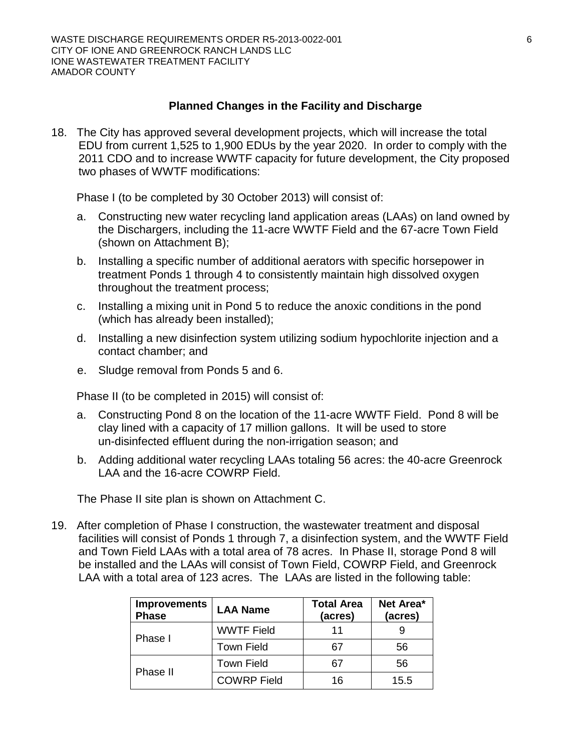### Planned Changes in the Facility and Discharge

18. The City has approved several development projects, which will increase the total EDU from current 1,525 to 1,900 EDUs by the year 2020. In order to comply with the 2011 CDO and to increase WWTF capacity for future development, the City proposed two phases of WWTF modifications:

    Phase I (to be completed by 30 October 2013) will consist of:

    a. Constructing new water recycling land application areas (LAAs) on land owned by the Dischargers, including the 11-acre WWTF Field and the 67-acre Town Field (shown on Attachment B);

    b. Installing a specific number of additional aerators with specific horsepower in treatment Ponds 1 through 4 to consistently maintain high dissolved oxygen throughout the treatment process;

    c. Installing a mixing unit in Pond 5 to reduce the anoxic conditions in the pond (which has already been installed);

    d. Installing a new disinfection system utilizing sodium hypochlorite injection and a contact chamber; and

    e. Sludge removal from Ponds 5 and 6.

    Phase II (to be completed in 2015) will consist of:

    a. Constructing Pond 8 on the location of the 11-acre WWTF Field. Pond 8 will be clay lined with a capacity of 17 million gallons. It will be used to store un-disinfected effluent during the non-irrigation season; and

    b. Adding additional water recycling LAAs totaling 56 acres: the 40-acre Greenrock LAA and the 16-acre COWRP Field.

    The Phase II site plan is shown on Attachment C.

19. After completion of Phase I construction, the wastewater treatment and disposal facilities will consist of Ponds 1 through 7, a disinfection system, and the WWTF Field and Town Field LAAs with a total area of 78 acres. In Phase II, storage Pond 8 will be installed and the LAAs will consist of Town Field, COWRP Field, and Greenrock LAA with a total area of 123 acres. The LAAs are listed in the following table:

| Improvements Phase | LAA Name | Total Area (acres) | Net Area* (acres) |
|---|---|---|---|
| Phase I | WWTF Field | 11 | 9 |
| | Town Field | 67 | 56 |
| Phase II | Town Field | 67 | 56 |
| | COWRP Field | 16 | 15.5 |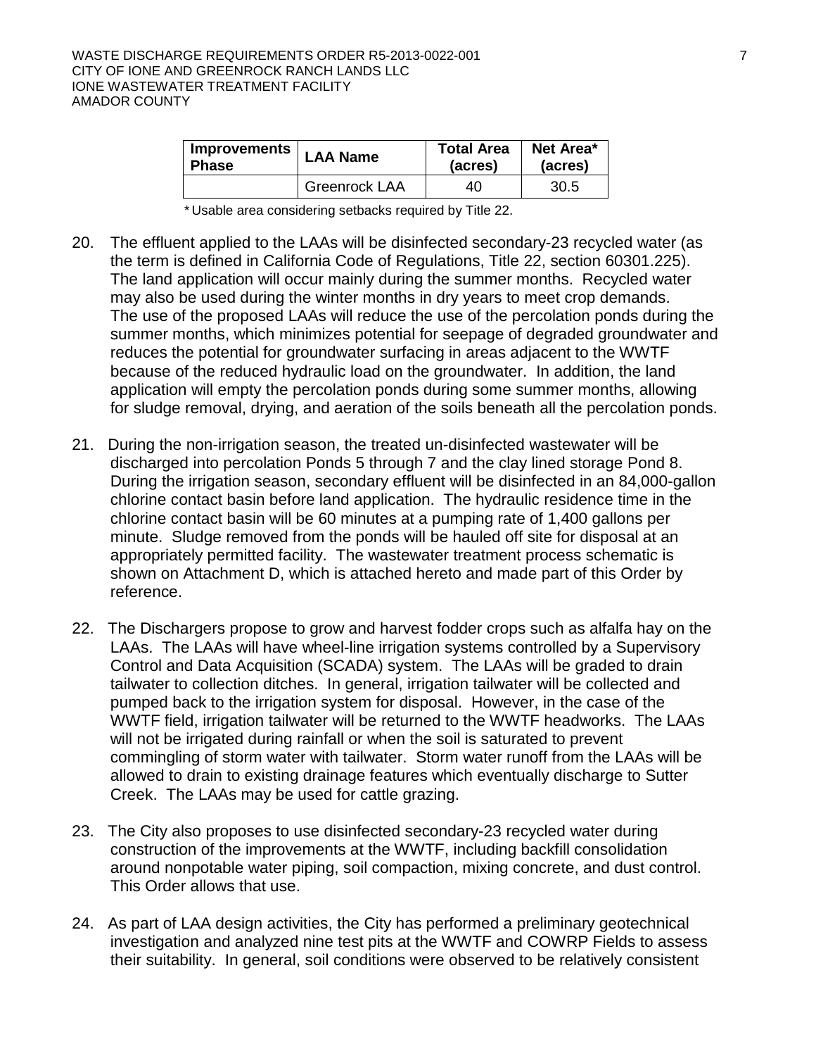| Improvements Phase | LAA Name | Total Area (acres) | Net Area* (acres) |
|---|---|---|---|
| | Greenrock LAA | 40 | 30.5 |

*Usable area considering setbacks required by Title 22.

20. The effluent applied to the LAAs will be disinfected secondary-23 recycled water (as the term is defined in California Code of Regulations, Title 22, section 60301.225). The land application will occur mainly during the summer months. Recycled water may also be used during the winter months in dry years to meet crop demands. The use of the proposed LAAs will reduce the use of the percolation ponds during the summer months, which minimizes potential for seepage of degraded groundwater and reduces the potential for groundwater surfacing in areas adjacent to the WWTF because of the reduced hydraulic load on the groundwater. In addition, the land application will empty the percolation ponds during some summer months, allowing for sludge removal, drying, and aeration of the soils beneath all the percolation ponds.

21. During the non-irrigation season, the treated un-disinfected wastewater will be discharged into percolation Ponds 5 through 7 and the clay lined storage Pond 8. During the irrigation season, secondary effluent will be disinfected in an 84,000-gallon chlorine contact basin before land application. The hydraulic residence time in the chlorine contact basin will be 60 minutes at a pumping rate of 1,400 gallons per minute. Sludge removed from the ponds will be hauled off site for disposal at an appropriately permitted facility. The wastewater treatment process schematic is shown on Attachment D, which is attached hereto and made part of this Order by reference.

22. The Dischargers propose to grow and harvest fodder crops such as alfalfa hay on the LAAs. The LAAs will have wheel-line irrigation systems controlled by a Supervisory Control and Data Acquisition (SCADA) system. The LAAs will be graded to drain tailwater to collection ditches. In general, irrigation tailwater will be collected and pumped back to the irrigation system for disposal. However, in the case of the WWTF field, irrigation tailwater will be returned to the WWTF headworks. The LAAs will not be irrigated during rainfall or when the soil is saturated to prevent commingling of storm water with tailwater. Storm water runoff from the LAAs will be allowed to drain to existing drainage features which eventually discharge to Sutter Creek. The LAAs may be used for cattle grazing.

23. The City also proposes to use disinfected secondary-23 recycled water during construction of the improvements at the WWTF, including backfill consolidation around nonpotable water piping, soil compaction, mixing concrete, and dust control. This Order allows that use.

24. As part of LAA design activities, the City has performed a preliminary geotechnical investigation and analyzed nine test pits at the WWTF and COWRP Fields to assess their suitability. In general, soil conditions were observed to be relatively consistent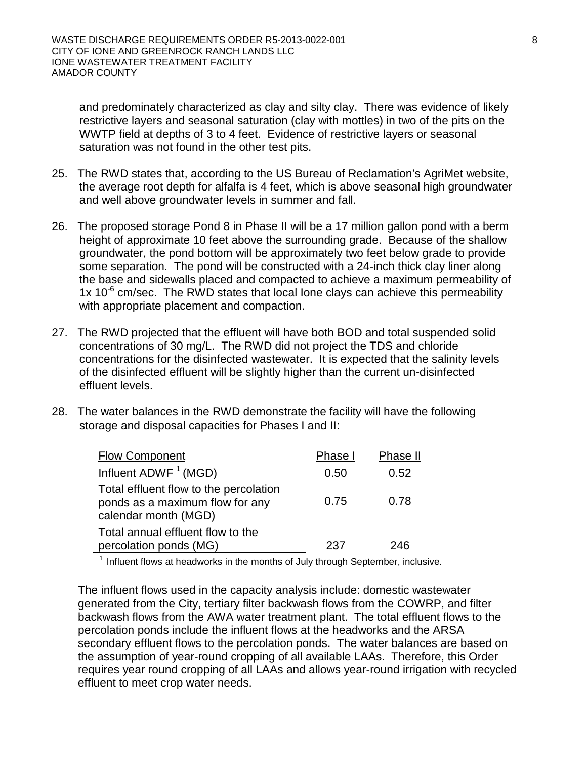and predominately characterized as clay and silty clay. There was evidence of likely restrictive layers and seasonal saturation (clay with mottles) in two of the pits on the WWTP field at depths of 3 to 4 feet. Evidence of restrictive layers or seasonal saturation was not found in the other test pits.

25. The RWD states that, according to the US Bureau of Reclamation's AgriMet website, the average root depth for alfalfa is 4 feet, which is above seasonal high groundwater and well above groundwater levels in summer and fall.

26. The proposed storage Pond 8 in Phase II will be a 17 million gallon pond with a berm height of approximate 10 feet above the surrounding grade. Because of the shallow groundwater, the pond bottom will be approximately two feet below grade to provide some separation. The pond will be constructed with a 24-inch thick clay liner along the base and sidewalls placed and compacted to achieve a maximum permeability of $1x\ 10^{-6}$ cm/sec. The RWD states that local Ione clays can achieve this permeability with appropriate placement and compaction.

27. The RWD projected that the effluent will have both BOD and total suspended solid concentrations of 30 mg/L. The RWD did not project the TDS and chloride concentrations for the disinfected wastewater. It is expected that the salinity levels of the disinfected effluent will be slightly higher than the current un-disinfected effluent levels.

28. The water balances in the RWD demonstrate the facility will have the following storage and disposal capacities for Phases I and II:

| Flow Component | Phase I | Phase II |
|---|---|---|
| Influent ADWF [1] (MGD) | 0.50 | 0.52 |
| Total effluent flow to the percolation ponds as a maximum flow for any calendar month (MGD) | 0.75 | 0.78 |
| Total annual effluent flow to the percolation ponds (MG) | 237 | 246 |

[1] Influent flows at headworks in the months of July through September, inclusive.

The influent flows used in the capacity analysis include: domestic wastewater generated from the City, tertiary filter backwash flows from the COWRP, and filter backwash flows from the AWA water treatment plant. The total effluent flows to the percolation ponds include the influent flows at the headworks and the ARSA secondary effluent flows to the percolation ponds. The water balances are based on the assumption of year-round cropping of all available LAAs. Therefore, this Order requires year round cropping of all LAAs and allows year-round irrigation with recycled effluent to meet crop water needs.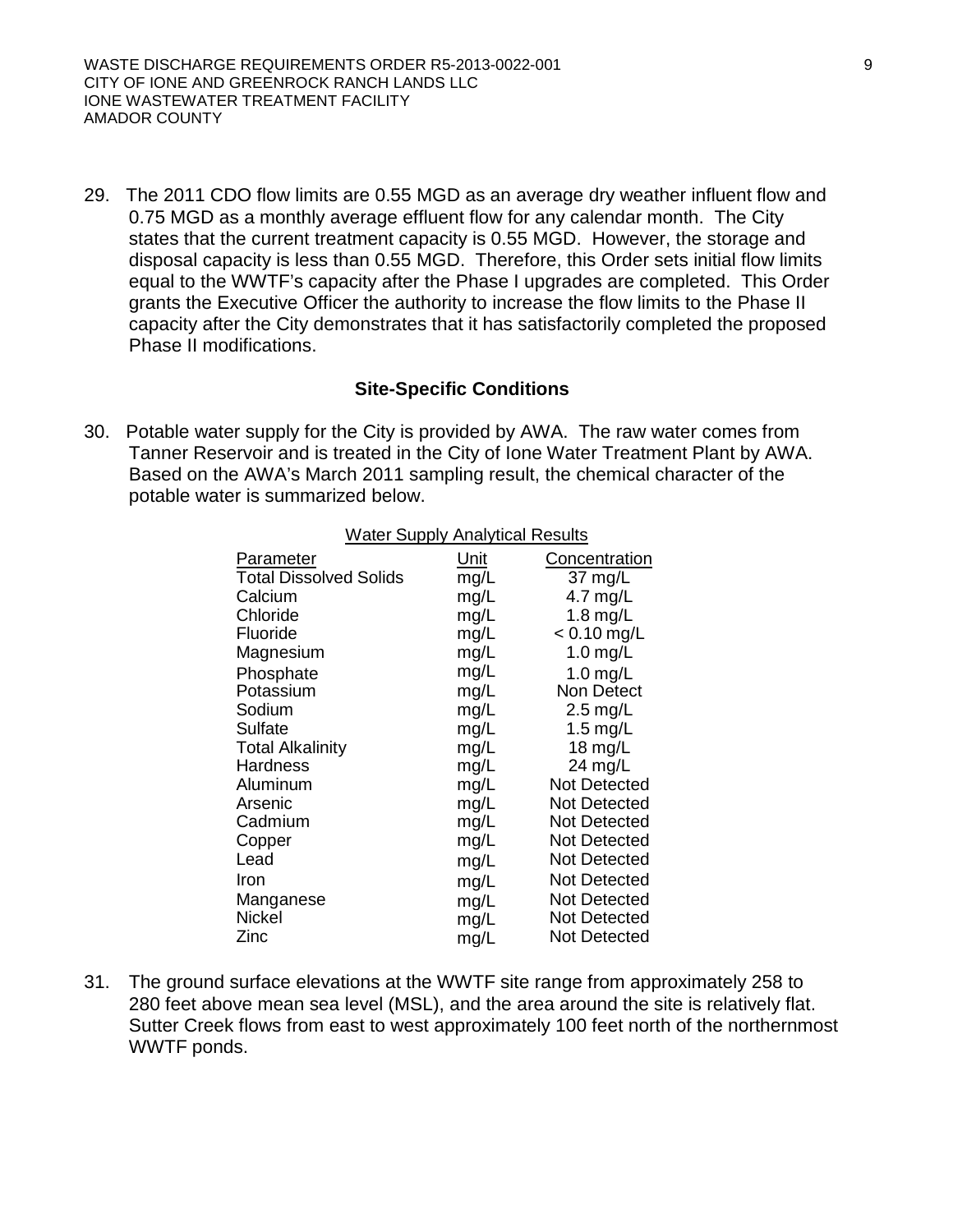29. The 2011 CDO flow limits are 0.55 MGD as an average dry weather influent flow and 0.75 MGD as a monthly average effluent flow for any calendar month. The City states that the current treatment capacity is 0.55 MGD. However, the storage and disposal capacity is less than 0.55 MGD. Therefore, this Order sets initial flow limits equal to the WWTF's capacity after the Phase I upgrades are completed. This Order grants the Executive Officer the authority to increase the flow limits to the Phase II capacity after the City demonstrates that it has satisfactorily completed the proposed Phase II modifications.

## Site-Specific Conditions

30. Potable water supply for the City is provided by AWA. The raw water comes from Tanner Reservoir and is treated in the City of Ione Water Treatment Plant by AWA. Based on the AWA's March 2011 sampling result, the chemical character of the potable water is summarized below.

Water Supply Analytical Results

| Parameter | Unit | Concentration |
|---|---|---|
| Total Dissolved Solids | mg/L | 37 mg/L |
| Calcium | mg/L | 4.7 mg/L |
| Chloride | mg/L | 1.8 mg/L |
| Fluoride | mg/L | < 0.10 mg/L |
| Magnesium | mg/L | 1.0 mg/L |
| Phosphate | mg/L | 1.0 mg/L |
| Potassium | mg/L | Non Detect |
| Sodium | mg/L | 2.5 mg/L |
| Sulfate | mg/L | 1.5 mg/L |
| Total Alkalinity | mg/L | 18 mg/L |
| Hardness | mg/L | 24 mg/L |
| Aluminum | mg/L | Not Detected |
| Arsenic | mg/L | Not Detected |
| Cadmium | mg/L | Not Detected |
| Copper | mg/L | Not Detected |
| Lead | mg/L | Not Detected |
| Iron | mg/L | Not Detected |
| Manganese | mg/L | Not Detected |
| Nickel | mg/L | Not Detected |
| Zinc | mg/L | Not Detected |

31. The ground surface elevations at the WWTF site range from approximately 258 to 280 feet above mean sea level (MSL), and the area around the site is relatively flat. Sutter Creek flows from east to west approximately 100 feet north of the northernmost WWTF ponds.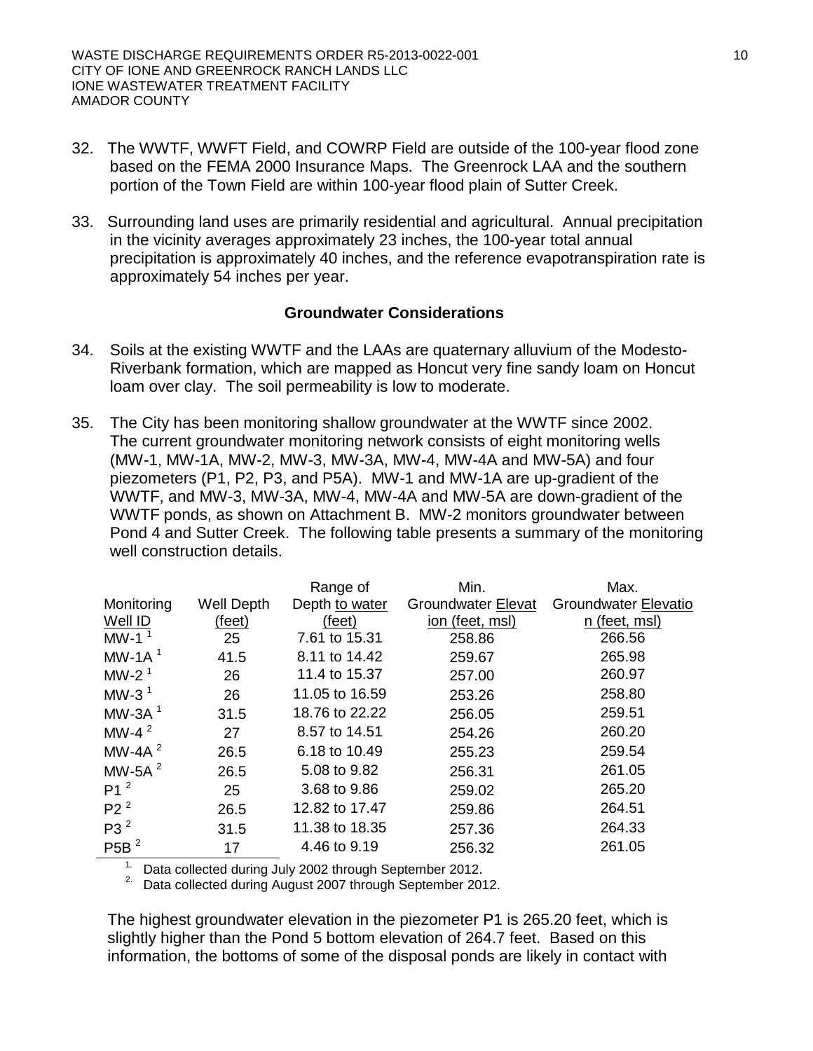32. The WWTF, WWFT Field, and COWRP Field are outside of the 100-year flood zone based on the FEMA 2000 Insurance Maps. The Greenrock LAA and the southern portion of the Town Field are within 100-year flood plain of Sutter Creek.

33. Surrounding land uses are primarily residential and agricultural. Annual precipitation in the vicinity averages approximately 23 inches, the 100-year total annual precipitation is approximately 40 inches, and the reference evapotranspiration rate is approximately 54 inches per year.

## Groundwater Considerations

34. Soils at the existing WWTF and the LAAs are quaternary alluvium of the Modesto-Riverbank formation, which are mapped as Honcut very fine sandy loam on Honcut loam over clay. The soil permeability is low to moderate.

35. The City has been monitoring shallow groundwater at the WWTF since 2002. The current groundwater monitoring network consists of eight monitoring wells (MW-1, MW-1A, MW-2, MW-3, MW-3A, MW-4, MW-4A and MW-5A) and four piezometers (P1, P2, P3, and P5A). MW-1 and MW-1A are up-gradient of the WWTF, and MW-3, MW-3A, MW-4, MW-4A and MW-5A are down-gradient of the WWTF ponds, as shown on Attachment B. MW-2 monitors groundwater between Pond 4 and Sutter Creek. The following table presents a summary of the monitoring well construction details.

| Monitoring Well ID | Well Depth (feet) | Range of Depth to water (feet) | Min. Groundwater Elevation (feet, msl) | Max. Groundwater Elevation (feet, msl) |
|---|---|---|---|---|
| MW-1 [1] | 25 | 7.61 to 15.31 | 258.86 | 266.56 |
| MW-1A [1] | 41.5 | 8.11 to 14.42 | 259.67 | 265.98 |
| MW-2 [1] | 26 | 11.4 to 15.37 | 257.00 | 260.97 |
| MW-3 [1] | 26 | 11.05 to 16.59 | 253.26 | 258.80 |
| MW-3A [1] | 31.5 | 18.76 to 22.22 | 256.05 | 259.51 |
| MW-4 [2] | 27 | 8.57 to 14.51 | 254.26 | 260.20 |
| MW-4A [2] | 26.5 | 6.18 to 10.49 | 255.23 | 259.54 |
| MW-5A [2] | 26.5 | 5.08 to 9.82 | 256.31 | 261.05 |
| P1 [2] | 25 | 3.68 to 9.86 | 259.02 | 265.20 |
| P2 [2] | 26.5 | 12.82 to 17.47 | 259.86 | 264.51 |
| P3 [2] | 31.5 | 11.38 to 18.35 | 257.36 | 264.33 |
| P5B [2] | 17 | 4.46 to 9.19 | 256.32 | 261.05 |

1. Data collected during July 2002 through September 2012.
2. Data collected during August 2007 through September 2012.

The highest groundwater elevation in the piezometer P1 is 265.20 feet, which is slightly higher than the Pond 5 bottom elevation of 264.7 feet. Based on this information, the bottoms of some of the disposal ponds are likely in contact with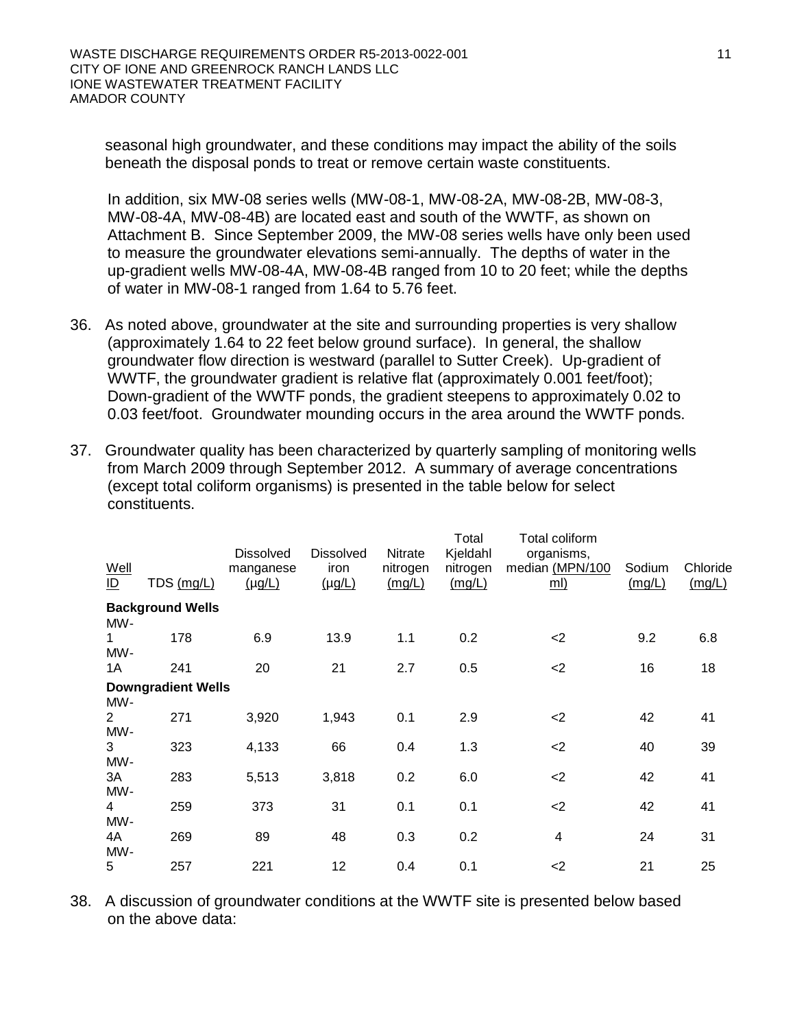seasonal high groundwater, and these conditions may impact the ability of the soils beneath the disposal ponds to treat or remove certain waste constituents.

In addition, six MW-08 series wells (MW-08-1, MW-08-2A, MW-08-2B, MW-08-3, MW-08-4A, MW-08-4B) are located east and south of the WWTF, as shown on Attachment B. Since September 2009, the MW-08 series wells have only been used to measure the groundwater elevations semi-annually. The depths of water in the up-gradient wells MW-08-4A, MW-08-4B ranged from 10 to 20 feet; while the depths of water in MW-08-1 ranged from 1.64 to 5.76 feet.

36. As noted above, groundwater at the site and surrounding properties is very shallow (approximately 1.64 to 22 feet below ground surface). In general, the shallow groundwater flow direction is westward (parallel to Sutter Creek). Up-gradient of WWTF, the groundwater gradient is relative flat (approximately 0.001 feet/foot); Down-gradient of the WWTF ponds, the gradient steepens to approximately 0.02 to 0.03 feet/foot. Groundwater mounding occurs in the area around the WWTF ponds.

37. Groundwater quality has been characterized by quarterly sampling of monitoring wells from March 2009 through September 2012. A summary of average concentrations (except total coliform organisms) is presented in the table below for select constituents.

| Well ID | TDS (mg/L) | Dissolved manganese (µg/L) | Dissolved iron (µg/L) | Nitrate nitrogen (mg/L) | Total Kjeldahl nitrogen (mg/L) | Total coliform organisms, median (MPN/100 ml) | Sodium (mg/L) | Chloride (mg/L) |
|---|---|---|---|---|---|---|---|---|
| **Background Wells** | | | | | | | | |
| MW-1 | 178 | 6.9 | 13.9 | 1.1 | 0.2 | <2 | 9.2 | 6.8 |
| MW-1A | 241 | 20 | 21 | 2.7 | 0.5 | <2 | 16 | 18 |
| **Downgradient Wells** | | | | | | | | |
| MW-2 | 271 | 3,920 | 1,943 | 0.1 | 2.9 | <2 | 42 | 41 |
| MW-3 | 323 | 4,133 | 66 | 0.4 | 1.3 | <2 | 40 | 39 |
| MW-3A | 283 | 5,513 | 3,818 | 0.2 | 6.0 | <2 | 42 | 41 |
| MW-4 | 259 | 373 | 31 | 0.1 | 0.1 | <2 | 42 | 41 |
| MW-4A | 269 | 89 | 48 | 0.3 | 0.2 | 4 | 24 | 31 |
| MW-5 | 257 | 221 | 12 | 0.4 | 0.1 | <2 | 21 | 25 |

38. A discussion of groundwater conditions at the WWTF site is presented below based on the above data: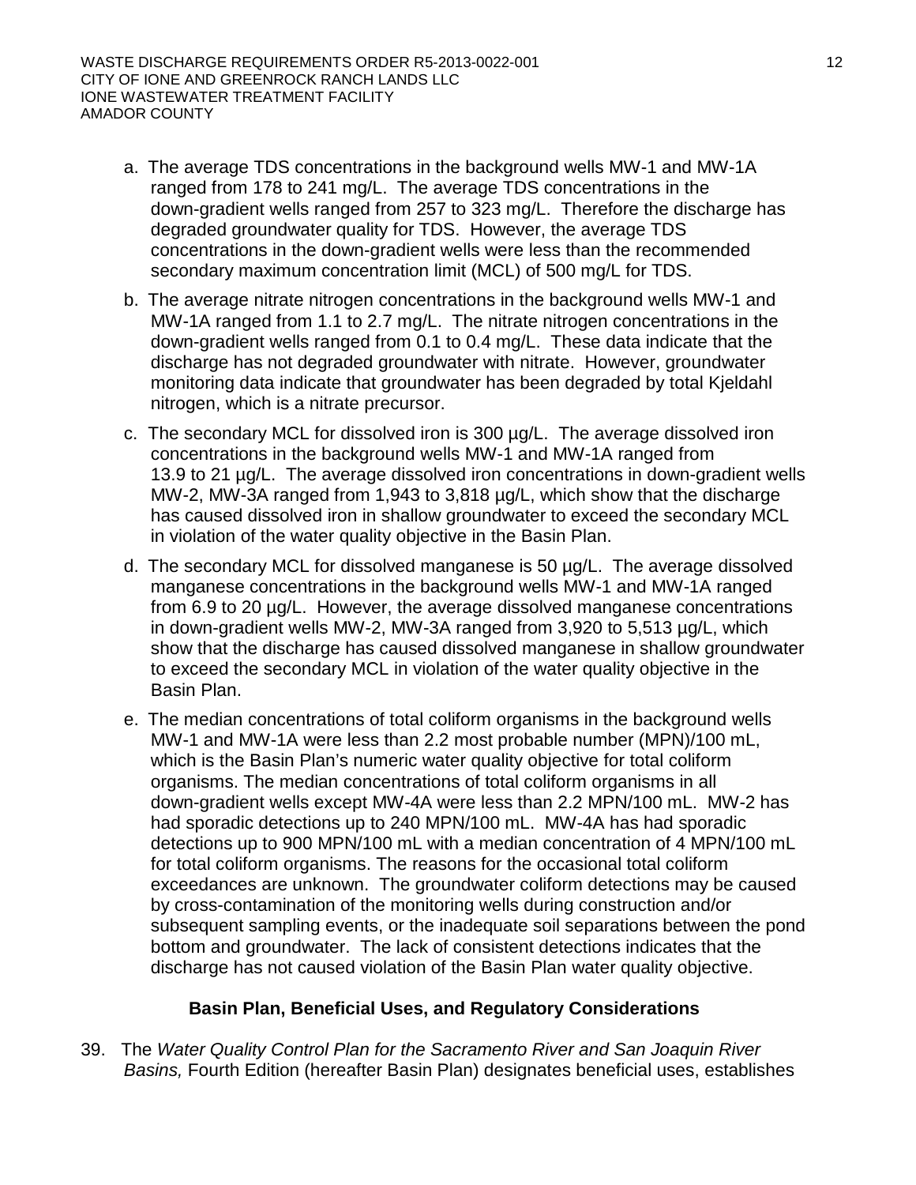a. The average TDS concentrations in the background wells MW-1 and MW-1A ranged from 178 to 241 mg/L. The average TDS concentrations in the down-gradient wells ranged from 257 to 323 mg/L. Therefore the discharge has degraded groundwater quality for TDS. However, the average TDS concentrations in the down-gradient wells were less than the recommended secondary maximum concentration limit (MCL) of 500 mg/L for TDS.

b. The average nitrate nitrogen concentrations in the background wells MW-1 and MW-1A ranged from 1.1 to 2.7 mg/L. The nitrate nitrogen concentrations in the down-gradient wells ranged from 0.1 to 0.4 mg/L. These data indicate that the discharge has not degraded groundwater with nitrate. However, groundwater monitoring data indicate that groundwater has been degraded by total Kjeldahl nitrogen, which is a nitrate precursor.

c. The secondary MCL for dissolved iron is 300 µg/L. The average dissolved iron concentrations in the background wells MW-1 and MW-1A ranged from 13.9 to 21 µg/L. The average dissolved iron concentrations in down-gradient wells MW-2, MW-3A ranged from 1,943 to 3,818 µg/L, which show that the discharge has caused dissolved iron in shallow groundwater to exceed the secondary MCL in violation of the water quality objective in the Basin Plan.

d. The secondary MCL for dissolved manganese is 50 µg/L. The average dissolved manganese concentrations in the background wells MW-1 and MW-1A ranged from 6.9 to 20 µg/L. However, the average dissolved manganese concentrations in down-gradient wells MW-2, MW-3A ranged from 3,920 to 5,513 µg/L, which show that the discharge has caused dissolved manganese in shallow groundwater to exceed the secondary MCL in violation of the water quality objective in the Basin Plan.

e. The median concentrations of total coliform organisms in the background wells MW-1 and MW-1A were less than 2.2 most probable number (MPN)/100 mL, which is the Basin Plan's numeric water quality objective for total coliform organisms. The median concentrations of total coliform organisms in all down-gradient wells except MW-4A were less than 2.2 MPN/100 mL. MW-2 has had sporadic detections up to 240 MPN/100 mL. MW-4A has had sporadic detections up to 900 MPN/100 mL with a median concentration of 4 MPN/100 mL for total coliform organisms. The reasons for the occasional total coliform exceedances are unknown. The groundwater coliform detections may be caused by cross-contamination of the monitoring wells during construction and/or subsequent sampling events, or the inadequate soil separations between the pond bottom and groundwater. The lack of consistent detections indicates that the discharge has not caused violation of the Basin Plan water quality objective.

### Basin Plan, Beneficial Uses, and Regulatory Considerations

39. The *Water Quality Control Plan for the Sacramento River and San Joaquin River Basins,* Fourth Edition (hereafter Basin Plan) designates beneficial uses, establishes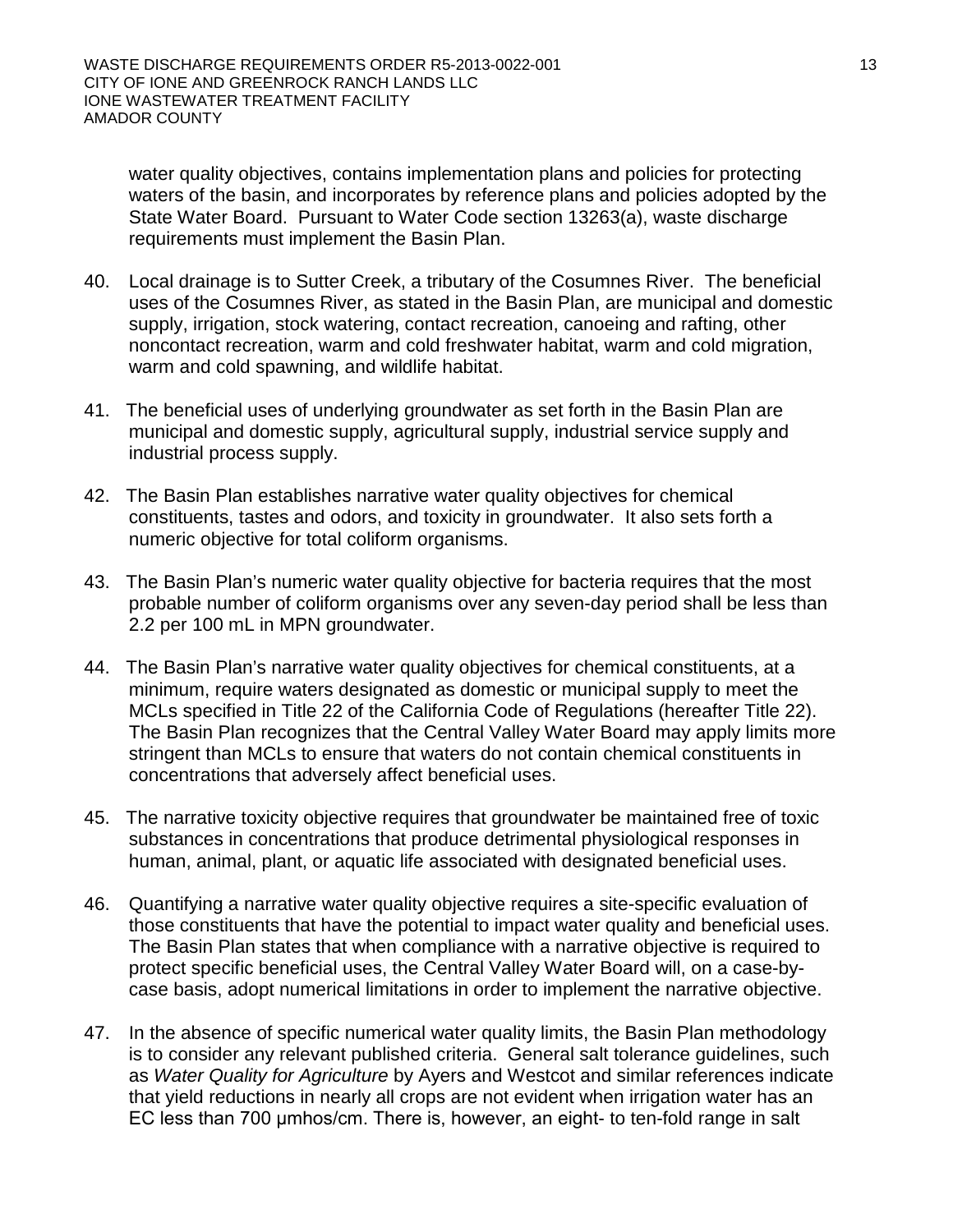water quality objectives, contains implementation plans and policies for protecting waters of the basin, and incorporates by reference plans and policies adopted by the State Water Board. Pursuant to Water Code section 13263(a), waste discharge requirements must implement the Basin Plan.

40. Local drainage is to Sutter Creek, a tributary of the Cosumnes River. The beneficial uses of the Cosumnes River, as stated in the Basin Plan, are municipal and domestic supply, irrigation, stock watering, contact recreation, canoeing and rafting, other noncontact recreation, warm and cold freshwater habitat, warm and cold migration, warm and cold spawning, and wildlife habitat.

41. The beneficial uses of underlying groundwater as set forth in the Basin Plan are municipal and domestic supply, agricultural supply, industrial service supply and industrial process supply.

42. The Basin Plan establishes narrative water quality objectives for chemical constituents, tastes and odors, and toxicity in groundwater. It also sets forth a numeric objective for total coliform organisms.

43. The Basin Plan's numeric water quality objective for bacteria requires that the most probable number of coliform organisms over any seven-day period shall be less than 2.2 per 100 mL in MPN groundwater.

44. The Basin Plan's narrative water quality objectives for chemical constituents, at a minimum, require waters designated as domestic or municipal supply to meet the MCLs specified in Title 22 of the California Code of Regulations (hereafter Title 22). The Basin Plan recognizes that the Central Valley Water Board may apply limits more stringent than MCLs to ensure that waters do not contain chemical constituents in concentrations that adversely affect beneficial uses.

45. The narrative toxicity objective requires that groundwater be maintained free of toxic substances in concentrations that produce detrimental physiological responses in human, animal, plant, or aquatic life associated with designated beneficial uses.

46. Quantifying a narrative water quality objective requires a site-specific evaluation of those constituents that have the potential to impact water quality and beneficial uses. The Basin Plan states that when compliance with a narrative objective is required to protect specific beneficial uses, the Central Valley Water Board will, on a case-by-case basis, adopt numerical limitations in order to implement the narrative objective.

47. In the absence of specific numerical water quality limits, the Basin Plan methodology is to consider any relevant published criteria. General salt tolerance guidelines, such as *Water Quality for Agriculture* by Ayers and Westcot and similar references indicate that yield reductions in nearly all crops are not evident when irrigation water has an EC less than 700 µmhos/cm. There is, however, an eight- to ten-fold range in salt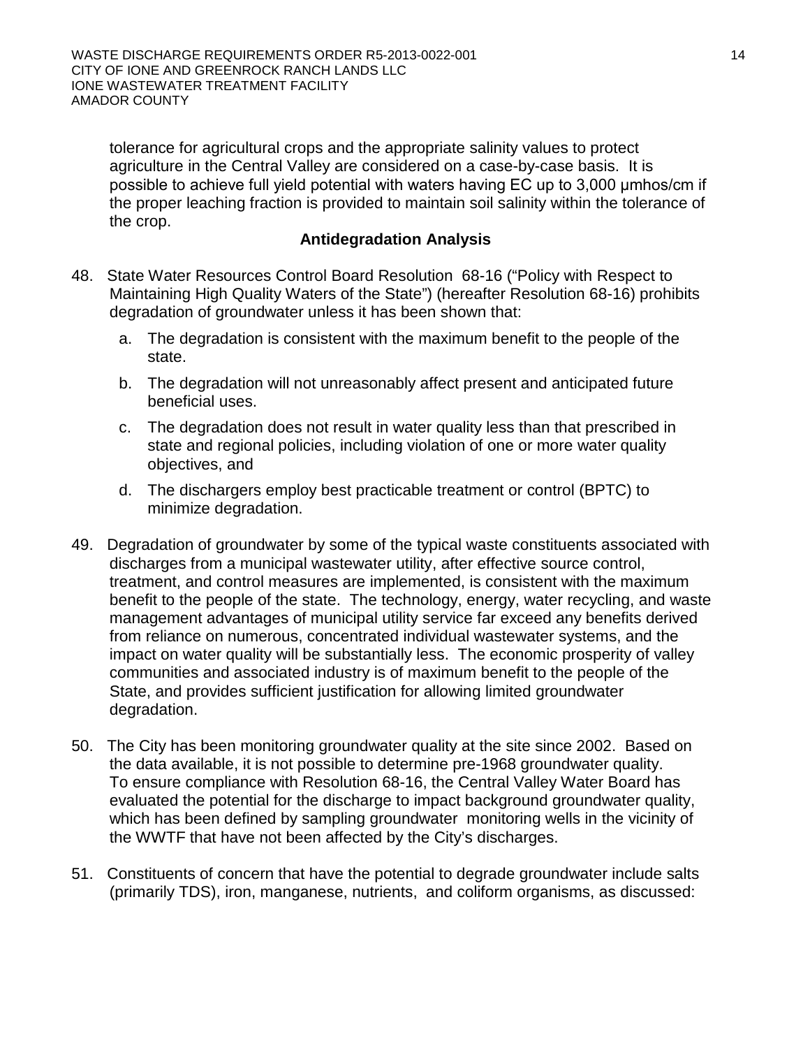tolerance for agricultural crops and the appropriate salinity values to protect agriculture in the Central Valley are considered on a case-by-case basis. It is possible to achieve full yield potential with waters having EC up to 3,000 µmhos/cm if the proper leaching fraction is provided to maintain soil salinity within the tolerance of the crop.

**Antidegradation Analysis**

48. State Water Resources Control Board Resolution 68-16 ("Policy with Respect to Maintaining High Quality Waters of the State") (hereafter Resolution 68-16) prohibits degradation of groundwater unless it has been shown that:

    a. The degradation is consistent with the maximum benefit to the people of the state.

    b. The degradation will not unreasonably affect present and anticipated future beneficial uses.

    c. The degradation does not result in water quality less than that prescribed in state and regional policies, including violation of one or more water quality objectives, and

    d. The dischargers employ best practicable treatment or control (BPTC) to minimize degradation.

49. Degradation of groundwater by some of the typical waste constituents associated with discharges from a municipal wastewater utility, after effective source control, treatment, and control measures are implemented, is consistent with the maximum benefit to the people of the state. The technology, energy, water recycling, and waste management advantages of municipal utility service far exceed any benefits derived from reliance on numerous, concentrated individual wastewater systems, and the impact on water quality will be substantially less. The economic prosperity of valley communities and associated industry is of maximum benefit to the people of the State, and provides sufficient justification for allowing limited groundwater degradation.

50. The City has been monitoring groundwater quality at the site since 2002. Based on the data available, it is not possible to determine pre-1968 groundwater quality. To ensure compliance with Resolution 68-16, the Central Valley Water Board has evaluated the potential for the discharge to impact background groundwater quality, which has been defined by sampling groundwater monitoring wells in the vicinity of the WWTF that have not been affected by the City's discharges.

51. Constituents of concern that have the potential to degrade groundwater include salts (primarily TDS), iron, manganese, nutrients, and coliform organisms, as discussed: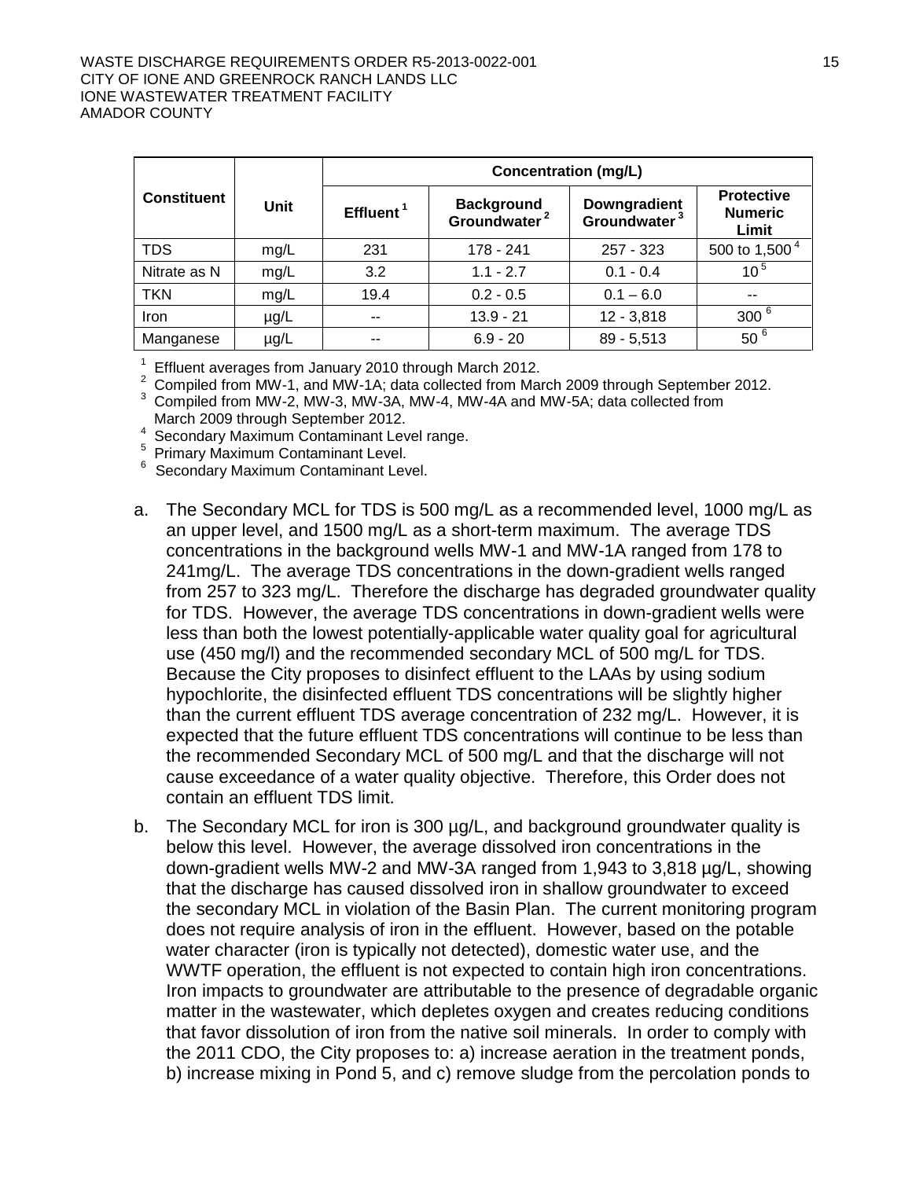| Constituent | Unit | Concentration (mg/L) | | | |
|---|---|---|---|---|---|
| | | Effluent [1] | Background Groundwater [2] | Downgradient Groundwater [3] | Protective Numeric Limit |
| TDS | mg/L | 231 | 178 - 241 | 257 - 323 | 500 to 1,500 [4] |
| Nitrate as N | mg/L | 3.2 | 1.1 - 2.7 | 0.1 - 0.4 | 10 [5] |
| TKN | mg/L | 19.4 | 0.2 - 0.5 | 0.1 – 6.0 | -- |
| Iron | µg/L | -- | 13.9 - 21 | 12 - 3,818 | 300 [6] |
| Manganese | µg/L | -- | 6.9 - 20 | 89 - 5,513 | 50 [6] |

[1] Effluent averages from January 2010 through March 2012.
[2] Compiled from MW-1, and MW-1A; data collected from March 2009 through September 2012.
[3] Compiled from MW-2, MW-3, MW-3A, MW-4, MW-4A and MW-5A; data collected from March 2009 through September 2012.
[4] Secondary Maximum Contaminant Level range.
[5] Primary Maximum Contaminant Level.
[6] Secondary Maximum Contaminant Level.

a. The Secondary MCL for TDS is 500 mg/L as a recommended level, 1000 mg/L as an upper level, and 1500 mg/L as a short-term maximum. The average TDS concentrations in the background wells MW-1 and MW-1A ranged from 178 to 241mg/L. The average TDS concentrations in the down-gradient wells ranged from 257 to 323 mg/L. Therefore the discharge has degraded groundwater quality for TDS. However, the average TDS concentrations in down-gradient wells were less than both the lowest potentially-applicable water quality goal for agricultural use (450 mg/l) and the recommended secondary MCL of 500 mg/L for TDS. Because the City proposes to disinfect effluent to the LAAs by using sodium hypochlorite, the disinfected effluent TDS concentrations will be slightly higher than the current effluent TDS average concentration of 232 mg/L. However, it is expected that the future effluent TDS concentrations will continue to be less than the recommended Secondary MCL of 500 mg/L and that the discharge will not cause exceedance of a water quality objective. Therefore, this Order does not contain an effluent TDS limit.

b. The Secondary MCL for iron is 300 µg/L, and background groundwater quality is below this level. However, the average dissolved iron concentrations in the down-gradient wells MW-2 and MW-3A ranged from 1,943 to 3,818 µg/L, showing that the discharge has caused dissolved iron in shallow groundwater to exceed the secondary MCL in violation of the Basin Plan. The current monitoring program does not require analysis of iron in the effluent. However, based on the potable water character (iron is typically not detected), domestic water use, and the WWTF operation, the effluent is not expected to contain high iron concentrations. Iron impacts to groundwater are attributable to the presence of degradable organic matter in the wastewater, which depletes oxygen and creates reducing conditions that favor dissolution of iron from the native soil minerals. In order to comply with the 2011 CDO, the City proposes to: a) increase aeration in the treatment ponds, b) increase mixing in Pond 5, and c) remove sludge from the percolation ponds to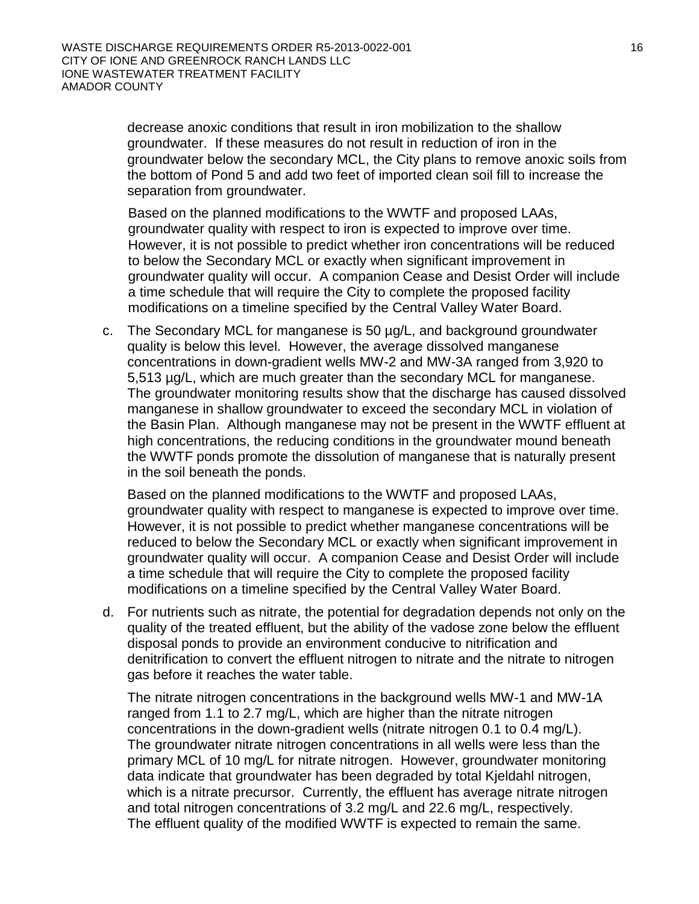decrease anoxic conditions that result in iron mobilization to the shallow groundwater. If these measures do not result in reduction of iron in the groundwater below the secondary MCL, the City plans to remove anoxic soils from the bottom of Pond 5 and add two feet of imported clean soil fill to increase the separation from groundwater.

Based on the planned modifications to the WWTF and proposed LAAs, groundwater quality with respect to iron is expected to improve over time. However, it is not possible to predict whether iron concentrations will be reduced to below the Secondary MCL or exactly when significant improvement in groundwater quality will occur. A companion Cease and Desist Order will include a time schedule that will require the City to complete the proposed facility modifications on a timeline specified by the Central Valley Water Board.

c. The Secondary MCL for manganese is 50 µg/L, and background groundwater quality is below this level. However, the average dissolved manganese concentrations in down-gradient wells MW-2 and MW-3A ranged from 3,920 to 5,513 µg/L, which are much greater than the secondary MCL for manganese. The groundwater monitoring results show that the discharge has caused dissolved manganese in shallow groundwater to exceed the secondary MCL in violation of the Basin Plan. Although manganese may not be present in the WWTF effluent at high concentrations, the reducing conditions in the groundwater mound beneath the WWTF ponds promote the dissolution of manganese that is naturally present in the soil beneath the ponds.

   Based on the planned modifications to the WWTF and proposed LAAs, groundwater quality with respect to manganese is expected to improve over time. However, it is not possible to predict whether manganese concentrations will be reduced to below the Secondary MCL or exactly when significant improvement in groundwater quality will occur. A companion Cease and Desist Order will include a time schedule that will require the City to complete the proposed facility modifications on a timeline specified by the Central Valley Water Board.

d. For nutrients such as nitrate, the potential for degradation depends not only on the quality of the treated effluent, but the ability of the vadose zone below the effluent disposal ponds to provide an environment conducive to nitrification and denitrification to convert the effluent nitrogen to nitrate and the nitrate to nitrogen gas before it reaches the water table.

   The nitrate nitrogen concentrations in the background wells MW-1 and MW-1A ranged from 1.1 to 2.7 mg/L, which are higher than the nitrate nitrogen concentrations in the down-gradient wells (nitrate nitrogen 0.1 to 0.4 mg/L). The groundwater nitrate nitrogen concentrations in all wells were less than the primary MCL of 10 mg/L for nitrate nitrogen. However, groundwater monitoring data indicate that groundwater has been degraded by total Kjeldahl nitrogen, which is a nitrate precursor. Currently, the effluent has average nitrate nitrogen and total nitrogen concentrations of 3.2 mg/L and 22.6 mg/L, respectively. The effluent quality of the modified WWTF is expected to remain the same.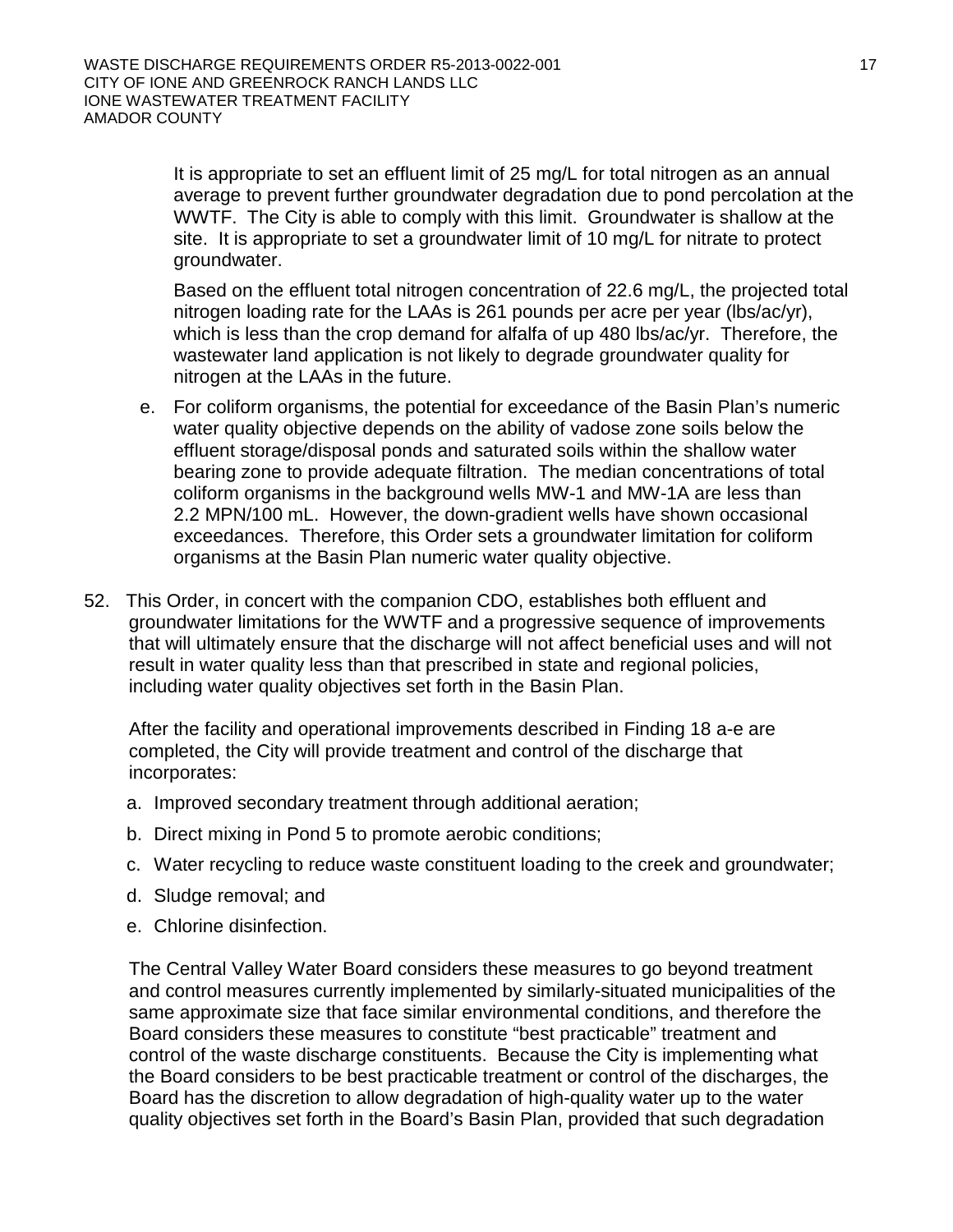It is appropriate to set an effluent limit of 25 mg/L for total nitrogen as an annual average to prevent further groundwater degradation due to pond percolation at the WWTF. The City is able to comply with this limit. Groundwater is shallow at the site. It is appropriate to set a groundwater limit of 10 mg/L for nitrate to protect groundwater.

Based on the effluent total nitrogen concentration of 22.6 mg/L, the projected total nitrogen loading rate for the LAAs is 261 pounds per acre per year (lbs/ac/yr), which is less than the crop demand for alfalfa of up 480 lbs/ac/yr. Therefore, the wastewater land application is not likely to degrade groundwater quality for nitrogen at the LAAs in the future.

e. For coliform organisms, the potential for exceedance of the Basin Plan's numeric water quality objective depends on the ability of vadose zone soils below the effluent storage/disposal ponds and saturated soils within the shallow water bearing zone to provide adequate filtration. The median concentrations of total coliform organisms in the background wells MW-1 and MW-1A are less than 2.2 MPN/100 mL. However, the down-gradient wells have shown occasional exceedances. Therefore, this Order sets a groundwater limitation for coliform organisms at the Basin Plan numeric water quality objective.

52. This Order, in concert with the companion CDO, establishes both effluent and groundwater limitations for the WWTF and a progressive sequence of improvements that will ultimately ensure that the discharge will not affect beneficial uses and will not result in water quality less than that prescribed in state and regional policies, including water quality objectives set forth in the Basin Plan.

    After the facility and operational improvements described in Finding 18 a-e are completed, the City will provide treatment and control of the discharge that incorporates:

    a. Improved secondary treatment through additional aeration;
    b. Direct mixing in Pond 5 to promote aerobic conditions;
    c. Water recycling to reduce waste constituent loading to the creek and groundwater;
    d. Sludge removal; and
    e. Chlorine disinfection.

    The Central Valley Water Board considers these measures to go beyond treatment and control measures currently implemented by similarly-situated municipalities of the same approximate size that face similar environmental conditions, and therefore the Board considers these measures to constitute "best practicable" treatment and control of the waste discharge constituents. Because the City is implementing what the Board considers to be best practicable treatment or control of the discharges, the Board has the discretion to allow degradation of high-quality water up to the water quality objectives set forth in the Board's Basin Plan, provided that such degradation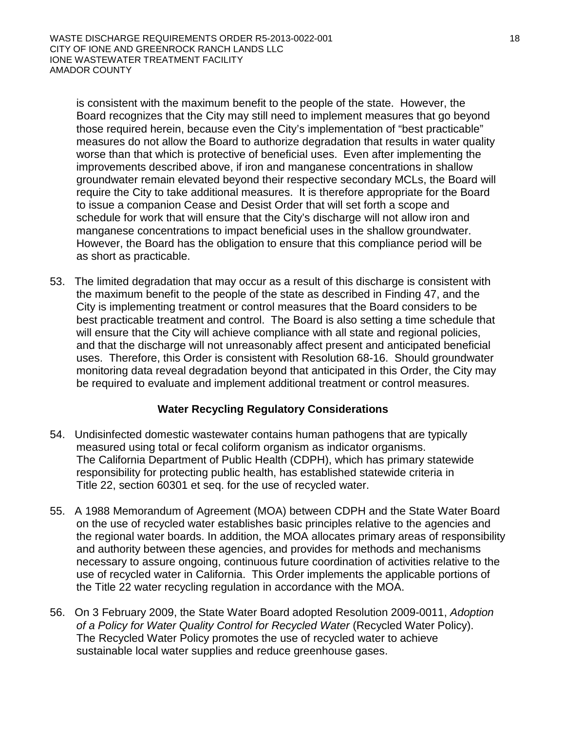is consistent with the maximum benefit to the people of the state. However, the Board recognizes that the City may still need to implement measures that go beyond those required herein, because even the City's implementation of "best practicable" measures do not allow the Board to authorize degradation that results in water quality worse than that which is protective of beneficial uses. Even after implementing the improvements described above, if iron and manganese concentrations in shallow groundwater remain elevated beyond their respective secondary MCLs, the Board will require the City to take additional measures. It is therefore appropriate for the Board to issue a companion Cease and Desist Order that will set forth a scope and schedule for work that will ensure that the City's discharge will not allow iron and manganese concentrations to impact beneficial uses in the shallow groundwater. However, the Board has the obligation to ensure that this compliance period will be as short as practicable.

53. The limited degradation that may occur as a result of this discharge is consistent with the maximum benefit to the people of the state as described in Finding 47, and the City is implementing treatment or control measures that the Board considers to be best practicable treatment and control. The Board is also setting a time schedule that will ensure that the City will achieve compliance with all state and regional policies, and that the discharge will not unreasonably affect present and anticipated beneficial uses. Therefore, this Order is consistent with Resolution 68-16. Should groundwater monitoring data reveal degradation beyond that anticipated in this Order, the City may be required to evaluate and implement additional treatment or control measures.

**Water Recycling Regulatory Considerations**

54. Undisinfected domestic wastewater contains human pathogens that are typically measured using total or fecal coliform organism as indicator organisms. The California Department of Public Health (CDPH), which has primary statewide responsibility for protecting public health, has established statewide criteria in Title 22, section 60301 et seq. for the use of recycled water.

55. A 1988 Memorandum of Agreement (MOA) between CDPH and the State Water Board on the use of recycled water establishes basic principles relative to the agencies and the regional water boards. In addition, the MOA allocates primary areas of responsibility and authority between these agencies, and provides for methods and mechanisms necessary to assure ongoing, continuous future coordination of activities relative to the use of recycled water in California. This Order implements the applicable portions of the Title 22 water recycling regulation in accordance with the MOA.

56. On 3 February 2009, the State Water Board adopted Resolution 2009-0011, *Adoption of a Policy for Water Quality Control for Recycled Water* (Recycled Water Policy). The Recycled Water Policy promotes the use of recycled water to achieve sustainable local water supplies and reduce greenhouse gases.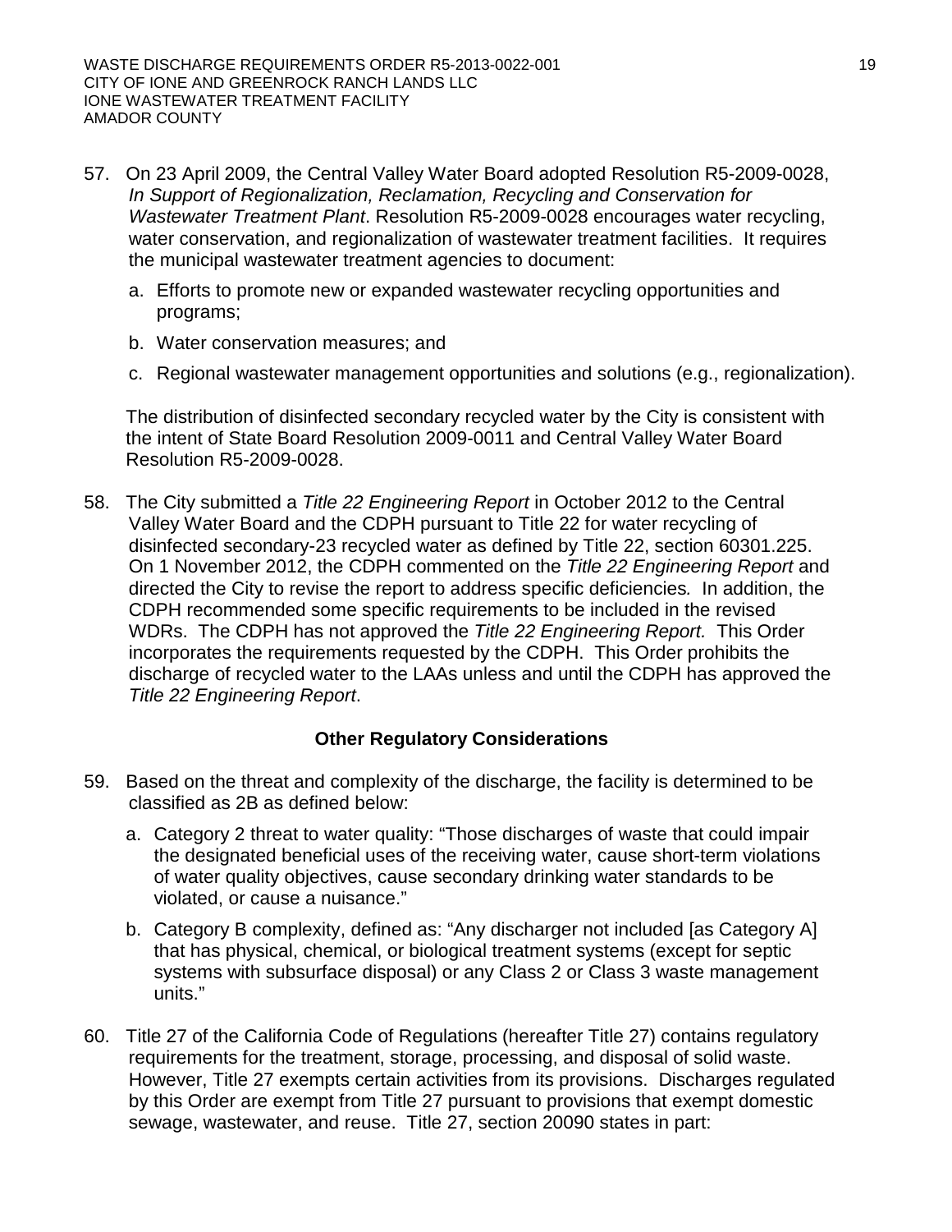57. On 23 April 2009, the Central Valley Water Board adopted Resolution R5-2009-0028, *In Support of Regionalization, Reclamation, Recycling and Conservation for Wastewater Treatment Plant*. Resolution R5-2009-0028 encourages water recycling, water conservation, and regionalization of wastewater treatment facilities. It requires the municipal wastewater treatment agencies to document:

    a. Efforts to promote new or expanded wastewater recycling opportunities and programs;

    b. Water conservation measures; and

    c. Regional wastewater management opportunities and solutions (e.g., regionalization).

    The distribution of disinfected secondary recycled water by the City is consistent with the intent of State Board Resolution 2009-0011 and Central Valley Water Board Resolution R5-2009-0028.

58. The City submitted a *Title 22 Engineering Report* in October 2012 to the Central Valley Water Board and the CDPH pursuant to Title 22 for water recycling of disinfected secondary-23 recycled water as defined by Title 22, section 60301.225. On 1 November 2012, the CDPH commented on the *Title 22 Engineering Report* and directed the City to revise the report to address specific deficiencies. In addition, the CDPH recommended some specific requirements to be included in the revised WDRs. The CDPH has not approved the *Title 22 Engineering Report.* This Order incorporates the requirements requested by the CDPH. This Order prohibits the discharge of recycled water to the LAAs unless and until the CDPH has approved the *Title 22 Engineering Report*.

## Other Regulatory Considerations

59. Based on the threat and complexity of the discharge, the facility is determined to be classified as 2B as defined below:

    a. Category 2 threat to water quality: "Those discharges of waste that could impair the designated beneficial uses of the receiving water, cause short-term violations of water quality objectives, cause secondary drinking water standards to be violated, or cause a nuisance."

    b. Category B complexity, defined as: "Any discharger not included [as Category A] that has physical, chemical, or biological treatment systems (except for septic systems with subsurface disposal) or any Class 2 or Class 3 waste management units."

60. Title 27 of the California Code of Regulations (hereafter Title 27) contains regulatory requirements for the treatment, storage, processing, and disposal of solid waste. However, Title 27 exempts certain activities from its provisions. Discharges regulated by this Order are exempt from Title 27 pursuant to provisions that exempt domestic sewage, wastewater, and reuse. Title 27, section 20090 states in part: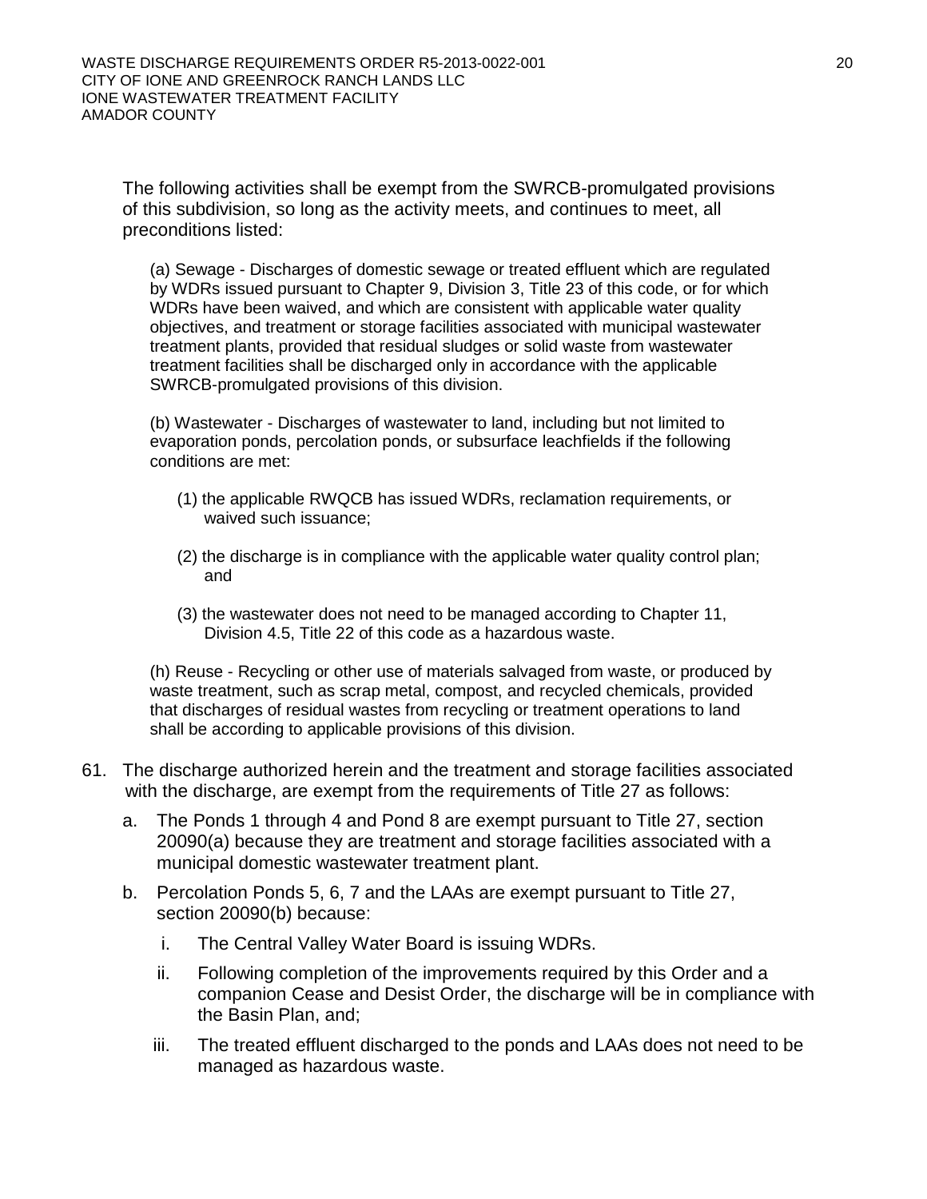The following activities shall be exempt from the SWRCB-promulgated provisions of this subdivision, so long as the activity meets, and continues to meet, all preconditions listed:

> (a) Sewage - Discharges of domestic sewage or treated effluent which are regulated by WDRs issued pursuant to Chapter 9, Division 3, Title 23 of this code, or for which WDRs have been waived, and which are consistent with applicable water quality objectives, and treatment or storage facilities associated with municipal wastewater treatment plants, provided that residual sludges or solid waste from wastewater treatment facilities shall be discharged only in accordance with the applicable SWRCB-promulgated provisions of this division.
>
> (b) Wastewater - Discharges of wastewater to land, including but not limited to evaporation ponds, percolation ponds, or subsurface leachfields if the following conditions are met:
>
> > (1) the applicable RWQCB has issued WDRs, reclamation requirements, or waived such issuance;
> >
> > (2) the discharge is in compliance with the applicable water quality control plan; and
> >
> > (3) the wastewater does not need to be managed according to Chapter 11, Division 4.5, Title 22 of this code as a hazardous waste.
>
> (h) Reuse - Recycling or other use of materials salvaged from waste, or produced by waste treatment, such as scrap metal, compost, and recycled chemicals, provided that discharges of residual wastes from recycling or treatment operations to land shall be according to applicable provisions of this division.

61. The discharge authorized herein and the treatment and storage facilities associated with the discharge, are exempt from the requirements of Title 27 as follows:

    a. The Ponds 1 through 4 and Pond 8 are exempt pursuant to Title 27, section 20090(a) because they are treatment and storage facilities associated with a municipal domestic wastewater treatment plant.

    b. Percolation Ponds 5, 6, 7 and the LAAs are exempt pursuant to Title 27, section 20090(b) because:

        i. The Central Valley Water Board is issuing WDRs.

        ii. Following completion of the improvements required by this Order and a companion Cease and Desist Order, the discharge will be in compliance with the Basin Plan, and;

        iii. The treated effluent discharged to the ponds and LAAs does not need to be managed as hazardous waste.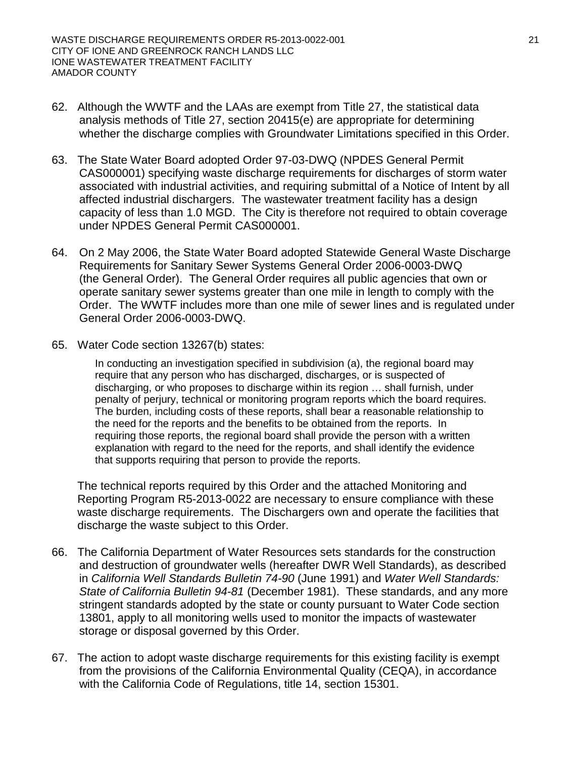62. Although the WWTF and the LAAs are exempt from Title 27, the statistical data analysis methods of Title 27, section 20415(e) are appropriate for determining whether the discharge complies with Groundwater Limitations specified in this Order.

63. The State Water Board adopted Order 97-03-DWQ (NPDES General Permit CAS000001) specifying waste discharge requirements for discharges of storm water associated with industrial activities, and requiring submittal of a Notice of Intent by all affected industrial dischargers. The wastewater treatment facility has a design capacity of less than 1.0 MGD. The City is therefore not required to obtain coverage under NPDES General Permit CAS000001.

64. On 2 May 2006, the State Water Board adopted Statewide General Waste Discharge Requirements for Sanitary Sewer Systems General Order 2006-0003-DWQ (the General Order). The General Order requires all public agencies that own or operate sanitary sewer systems greater than one mile in length to comply with the Order. The WWTF includes more than one mile of sewer lines and is regulated under General Order 2006-0003-DWQ.

65. Water Code section 13267(b) states:

   > In conducting an investigation specified in subdivision (a), the regional board may require that any person who has discharged, discharges, or is suspected of discharging, or who proposes to discharge within its region … shall furnish, under penalty of perjury, technical or monitoring program reports which the board requires. The burden, including costs of these reports, shall bear a reasonable relationship to the need for the reports and the benefits to be obtained from the reports. In requiring those reports, the regional board shall provide the person with a written explanation with regard to the need for the reports, and shall identify the evidence that supports requiring that person to provide the reports.

   The technical reports required by this Order and the attached Monitoring and Reporting Program R5-2013-0022 are necessary to ensure compliance with these waste discharge requirements. The Dischargers own and operate the facilities that discharge the waste subject to this Order.

66. The California Department of Water Resources sets standards for the construction and destruction of groundwater wells (hereafter DWR Well Standards), as described in *California Well Standards Bulletin 74-90* (June 1991) and *Water Well Standards: State of California Bulletin 94-81* (December 1981). These standards, and any more stringent standards adopted by the state or county pursuant to Water Code section 13801, apply to all monitoring wells used to monitor the impacts of wastewater storage or disposal governed by this Order.

67. The action to adopt waste discharge requirements for this existing facility is exempt from the provisions of the California Environmental Quality (CEQA), in accordance with the California Code of Regulations, title 14, section 15301.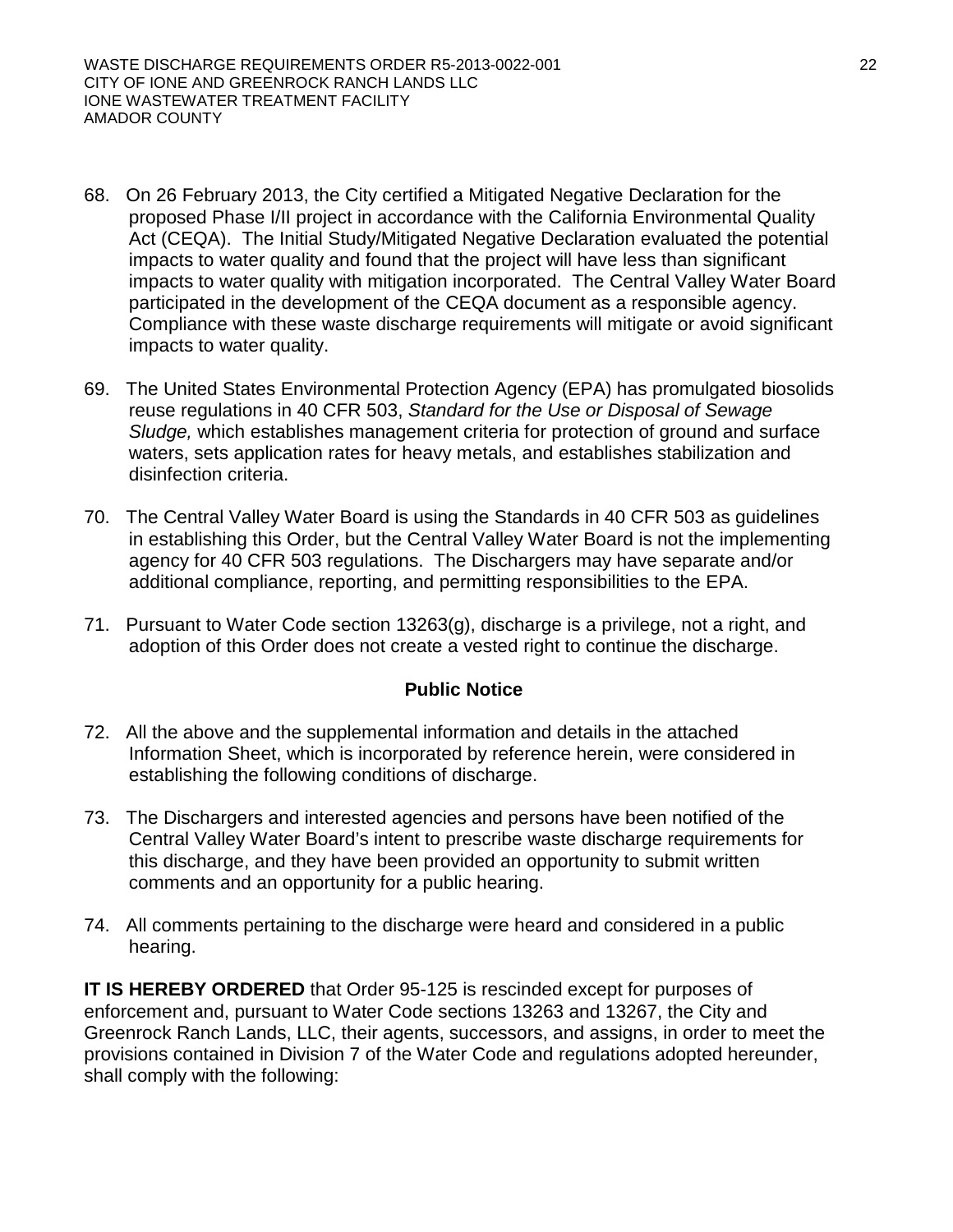68. On 26 February 2013, the City certified a Mitigated Negative Declaration for the proposed Phase I/II project in accordance with the California Environmental Quality Act (CEQA). The Initial Study/Mitigated Negative Declaration evaluated the potential impacts to water quality and found that the project will have less than significant impacts to water quality with mitigation incorporated. The Central Valley Water Board participated in the development of the CEQA document as a responsible agency. Compliance with these waste discharge requirements will mitigate or avoid significant impacts to water quality.

69. The United States Environmental Protection Agency (EPA) has promulgated biosolids reuse regulations in 40 CFR 503, *Standard for the Use or Disposal of Sewage Sludge,* which establishes management criteria for protection of ground and surface waters, sets application rates for heavy metals, and establishes stabilization and disinfection criteria.

70. The Central Valley Water Board is using the Standards in 40 CFR 503 as guidelines in establishing this Order, but the Central Valley Water Board is not the implementing agency for 40 CFR 503 regulations. The Dischargers may have separate and/or additional compliance, reporting, and permitting responsibilities to the EPA.

71. Pursuant to Water Code section 13263(g), discharge is a privilege, not a right, and adoption of this Order does not create a vested right to continue the discharge.

## Public Notice

72. All the above and the supplemental information and details in the attached Information Sheet, which is incorporated by reference herein, were considered in establishing the following conditions of discharge.

73. The Dischargers and interested agencies and persons have been notified of the Central Valley Water Board's intent to prescribe waste discharge requirements for this discharge, and they have been provided an opportunity to submit written comments and an opportunity for a public hearing.

74. All comments pertaining to the discharge were heard and considered in a public hearing.

**IT IS HEREBY ORDERED** that Order 95-125 is rescinded except for purposes of enforcement and, pursuant to Water Code sections 13263 and 13267, the City and Greenrock Ranch Lands, LLC, their agents, successors, and assigns, in order to meet the provisions contained in Division 7 of the Water Code and regulations adopted hereunder, shall comply with the following: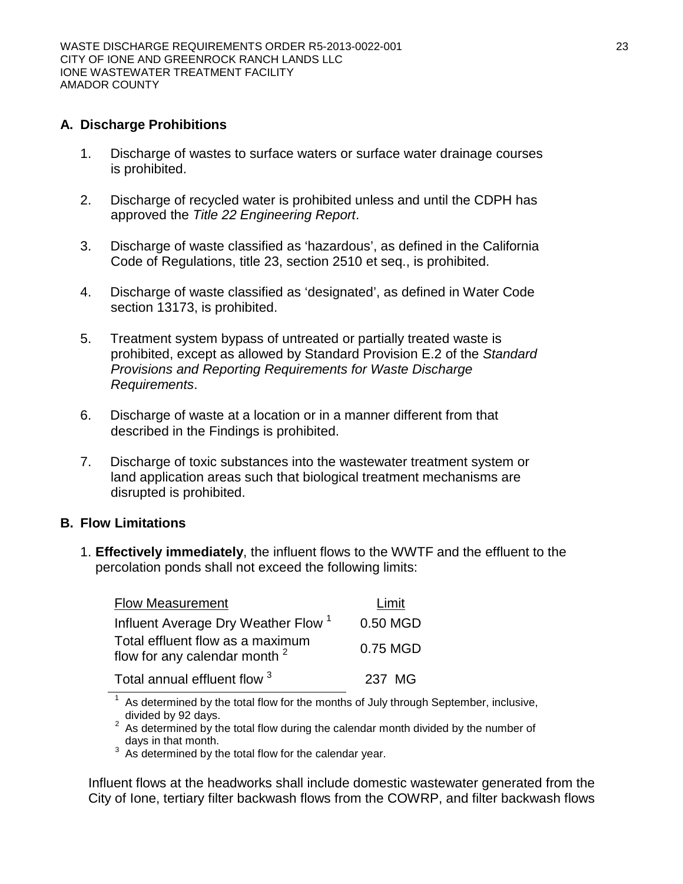## A. Discharge Prohibitions

1. Discharge of wastes to surface waters or surface water drainage courses is prohibited.

2. Discharge of recycled water is prohibited unless and until the CDPH has approved the *Title 22 Engineering Report*.

3. Discharge of waste classified as 'hazardous', as defined in the California Code of Regulations, title 23, section 2510 et seq., is prohibited.

4. Discharge of waste classified as 'designated', as defined in Water Code section 13173, is prohibited.

5. Treatment system bypass of untreated or partially treated waste is prohibited, except as allowed by Standard Provision E.2 of the *Standard Provisions and Reporting Requirements for Waste Discharge Requirements*.

6. Discharge of waste at a location or in a manner different from that described in the Findings is prohibited.

7. Discharge of toxic substances into the wastewater treatment system or land application areas such that biological treatment mechanisms are disrupted is prohibited.

## B. Flow Limitations

1. **Effectively immediately**, the influent flows to the WWTF and the effluent to the percolation ponds shall not exceed the following limits:

| Flow Measurement | Limit |
|---|---|
| Influent Average Dry Weather Flow [1] | 0.50 MGD |
| Total effluent flow as a maximum flow for any calendar month [2] | 0.75 MGD |
| Total annual effluent flow [3] | 237 MG |

[1] As determined by the total flow for the months of July through September, inclusive, divided by 92 days.
[2] As determined by the total flow during the calendar month divided by the number of days in that month.
[3] As determined by the total flow for the calendar year.

Influent flows at the headworks shall include domestic wastewater generated from the City of Ione, tertiary filter backwash flows from the COWRP, and filter backwash flows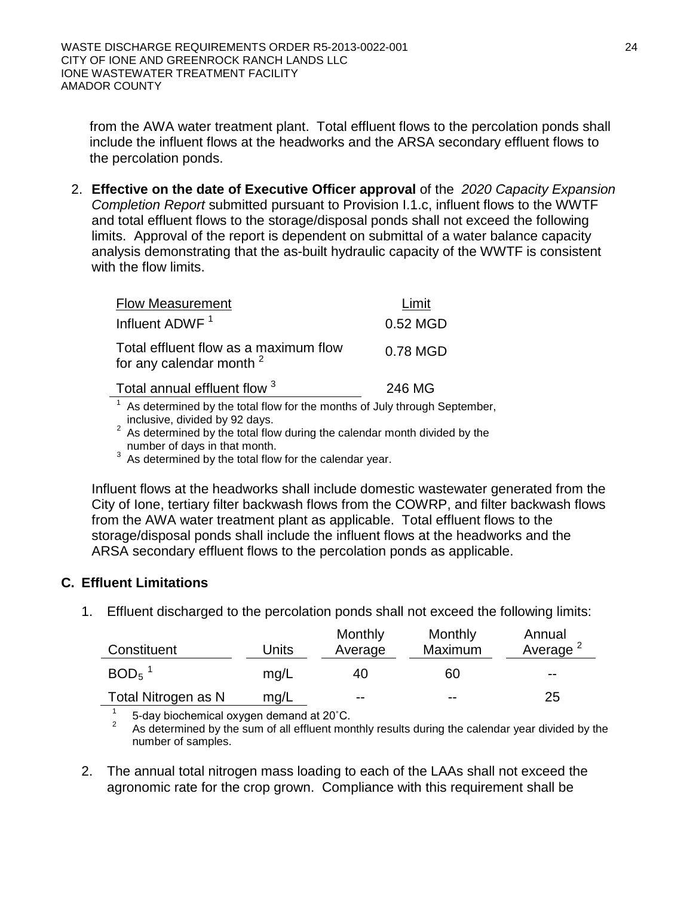from the AWA water treatment plant. Total effluent flows to the percolation ponds shall include the influent flows at the headworks and the ARSA secondary effluent flows to the percolation ponds.

2. **Effective on the date of Executive Officer approval** of the *2020 Capacity Expansion Completion Report* submitted pursuant to Provision I.1.c, influent flows to the WWTF and total effluent flows to the storage/disposal ponds shall not exceed the following limits. Approval of the report is dependent on submittal of a water balance capacity analysis demonstrating that the as-built hydraulic capacity of the WWTF is consistent with the flow limits.

| Flow Measurement | Limit |
|---|---|
| Influent ADWF [1] | 0.52 MGD |
| Total effluent flow as a maximum flow for any calendar month [2] | 0.78 MGD |
| Total annual effluent flow [3] | 246 MG |

[1] As determined by the total flow for the months of July through September, inclusive, divided by 92 days.
[2] As determined by the total flow during the calendar month divided by the number of days in that month.
[3] As determined by the total flow for the calendar year.

Influent flows at the headworks shall include domestic wastewater generated from the City of Ione, tertiary filter backwash flows from the COWRP, and filter backwash flows from the AWA water treatment plant as applicable. Total effluent flows to the storage/disposal ponds shall include the influent flows at the headworks and the ARSA secondary effluent flows to the percolation ponds as applicable.

## C. Effluent Limitations

1. Effluent discharged to the percolation ponds shall not exceed the following limits:

| Constituent | Units | Monthly Average | Monthly Maximum | Annual Average [2] |
|---|---|---|---|---|
| $BOD_5$ [1] | mg/L | 40 | 60 | -- |
| Total Nitrogen as N | mg/L | -- | -- | 25 |

[1] 5-day biochemical oxygen demand at 20˚C.
[2] As determined by the sum of all effluent monthly results during the calendar year divided by the number of samples.

2. The annual total nitrogen mass loading to each of the LAAs shall not exceed the agronomic rate for the crop grown. Compliance with this requirement shall be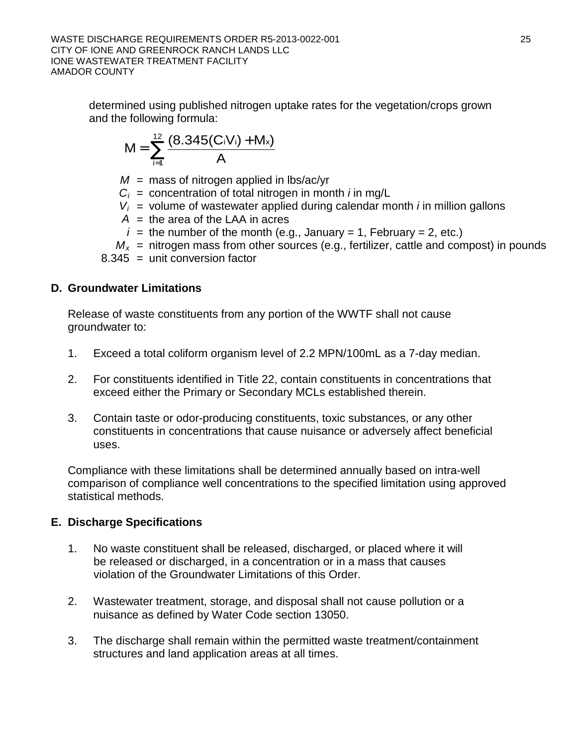determined using published nitrogen uptake rates for the vegetation/crops grown and the following formula:

$$M = \sum_{i=1}^{12} \frac{(8.345(C_i V_i) + M_x)}{A}$$

$M$ = mass of nitrogen applied in lbs/ac/yr
$C_i$ = concentration of total nitrogen in month *i* in mg/L
$V_i$ = volume of wastewater applied during calendar month *i* in million gallons
$A$ = the area of the LAA in acres
$i$ = the number of the month (e.g., January = 1, February = 2, etc.)
$M_x$ = nitrogen mass from other sources (e.g., fertilizer, cattle and compost) in pounds
8.345 = unit conversion factor

## D. Groundwater Limitations

Release of waste constituents from any portion of the WWTF shall not cause groundwater to:

1. Exceed a total coliform organism level of 2.2 MPN/100mL as a 7-day median.

2. For constituents identified in Title 22, contain constituents in concentrations that exceed either the Primary or Secondary MCLs established therein.

3. Contain taste or odor-producing constituents, toxic substances, or any other constituents in concentrations that cause nuisance or adversely affect beneficial uses.

Compliance with these limitations shall be determined annually based on intra-well comparison of compliance well concentrations to the specified limitation using approved statistical methods.

## E. Discharge Specifications

1. No waste constituent shall be released, discharged, or placed where it will be released or discharged, in a concentration or in a mass that causes violation of the Groundwater Limitations of this Order.

2. Wastewater treatment, storage, and disposal shall not cause pollution or a nuisance as defined by Water Code section 13050.

3. The discharge shall remain within the permitted waste treatment/containment structures and land application areas at all times.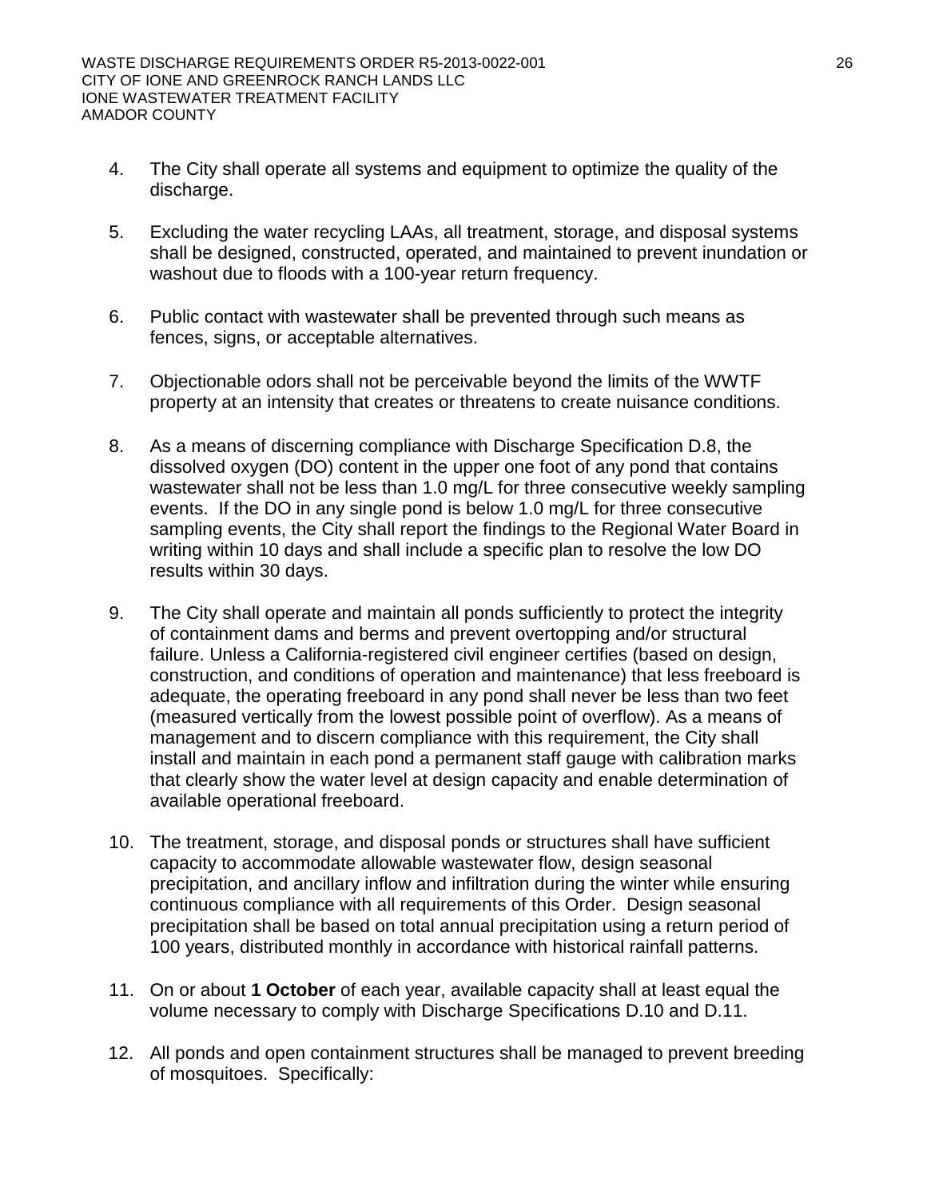4. The City shall operate all systems and equipment to optimize the quality of the discharge.

5. Excluding the water recycling LAAs, all treatment, storage, and disposal systems shall be designed, constructed, operated, and maintained to prevent inundation or washout due to floods with a 100-year return frequency.

6. Public contact with wastewater shall be prevented through such means as fences, signs, or acceptable alternatives.

7. Objectionable odors shall not be perceivable beyond the limits of the WWTF property at an intensity that creates or threatens to create nuisance conditions.

8. As a means of discerning compliance with Discharge Specification D.8, the dissolved oxygen (DO) content in the upper one foot of any pond that contains wastewater shall not be less than 1.0 mg/L for three consecutive weekly sampling events. If the DO in any single pond is below 1.0 mg/L for three consecutive sampling events, the City shall report the findings to the Regional Water Board in writing within 10 days and shall include a specific plan to resolve the low DO results within 30 days.

9. The City shall operate and maintain all ponds sufficiently to protect the integrity of containment dams and berms and prevent overtopping and/or structural failure. Unless a California-registered civil engineer certifies (based on design, construction, and conditions of operation and maintenance) that less freeboard is adequate, the operating freeboard in any pond shall never be less than two feet (measured vertically from the lowest possible point of overflow). As a means of management and to discern compliance with this requirement, the City shall install and maintain in each pond a permanent staff gauge with calibration marks that clearly show the water level at design capacity and enable determination of available operational freeboard.

10. The treatment, storage, and disposal ponds or structures shall have sufficient capacity to accommodate allowable wastewater flow, design seasonal precipitation, and ancillary inflow and infiltration during the winter while ensuring continuous compliance with all requirements of this Order. Design seasonal precipitation shall be based on total annual precipitation using a return period of 100 years, distributed monthly in accordance with historical rainfall patterns.

11. On or about **1 October** of each year, available capacity shall at least equal the volume necessary to comply with Discharge Specifications D.10 and D.11.

12. All ponds and open containment structures shall be managed to prevent breeding of mosquitoes. Specifically: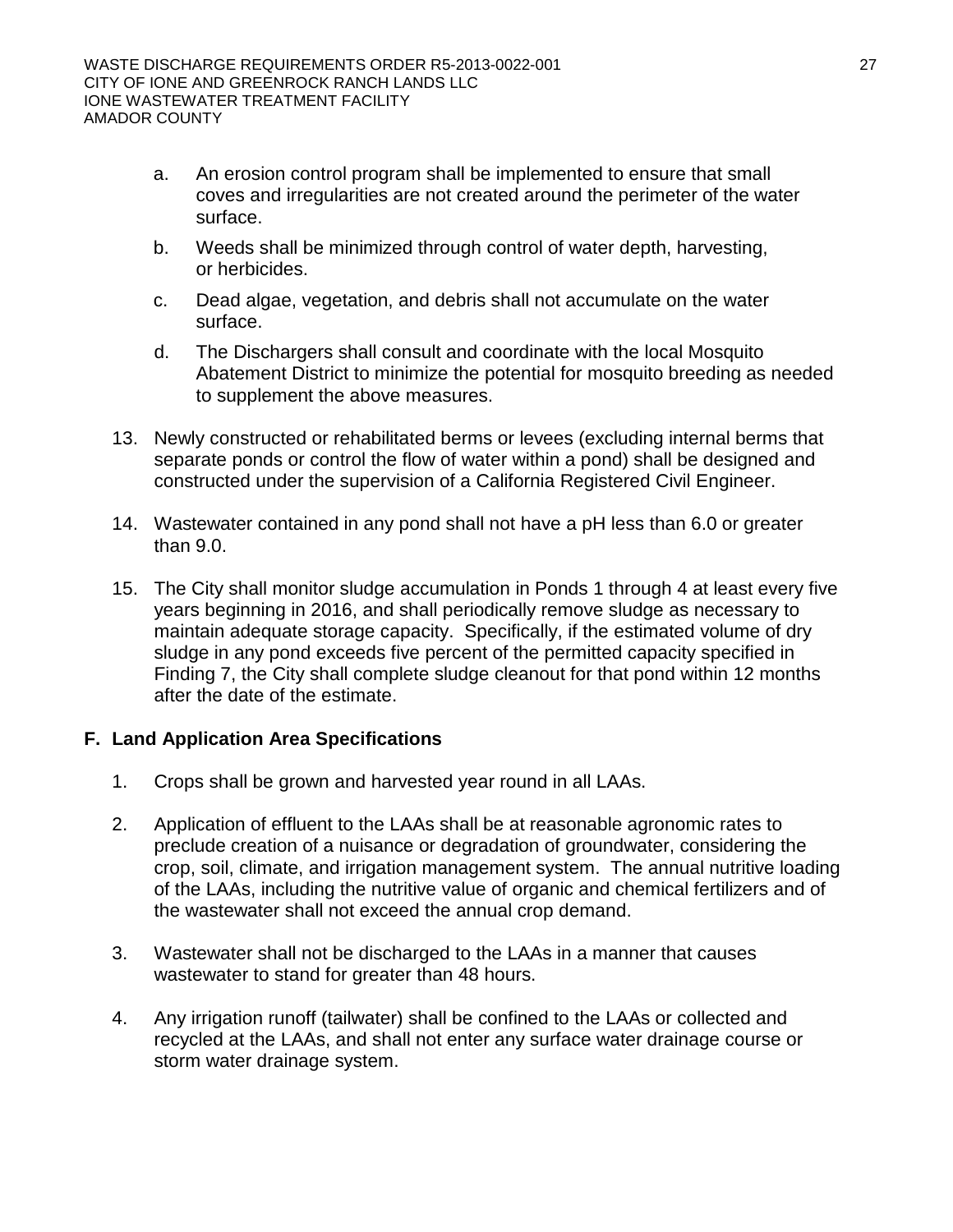a. An erosion control program shall be implemented to ensure that small coves and irregularities are not created around the perimeter of the water surface.

b. Weeds shall be minimized through control of water depth, harvesting, or herbicides.

c. Dead algae, vegetation, and debris shall not accumulate on the water surface.

d. The Dischargers shall consult and coordinate with the local Mosquito Abatement District to minimize the potential for mosquito breeding as needed to supplement the above measures.

13. Newly constructed or rehabilitated berms or levees (excluding internal berms that separate ponds or control the flow of water within a pond) shall be designed and constructed under the supervision of a California Registered Civil Engineer.

14. Wastewater contained in any pond shall not have a pH less than 6.0 or greater than 9.0.

15. The City shall monitor sludge accumulation in Ponds 1 through 4 at least every five years beginning in 2016, and shall periodically remove sludge as necessary to maintain adequate storage capacity. Specifically, if the estimated volume of dry sludge in any pond exceeds five percent of the permitted capacity specified in Finding 7, the City shall complete sludge cleanout for that pond within 12 months after the date of the estimate.

## F. Land Application Area Specifications

1. Crops shall be grown and harvested year round in all LAAs.

2. Application of effluent to the LAAs shall be at reasonable agronomic rates to preclude creation of a nuisance or degradation of groundwater, considering the crop, soil, climate, and irrigation management system. The annual nutritive loading of the LAAs, including the nutritive value of organic and chemical fertilizers and of the wastewater shall not exceed the annual crop demand.

3. Wastewater shall not be discharged to the LAAs in a manner that causes wastewater to stand for greater than 48 hours.

4. Any irrigation runoff (tailwater) shall be confined to the LAAs or collected and recycled at the LAAs, and shall not enter any surface water drainage course or storm water drainage system.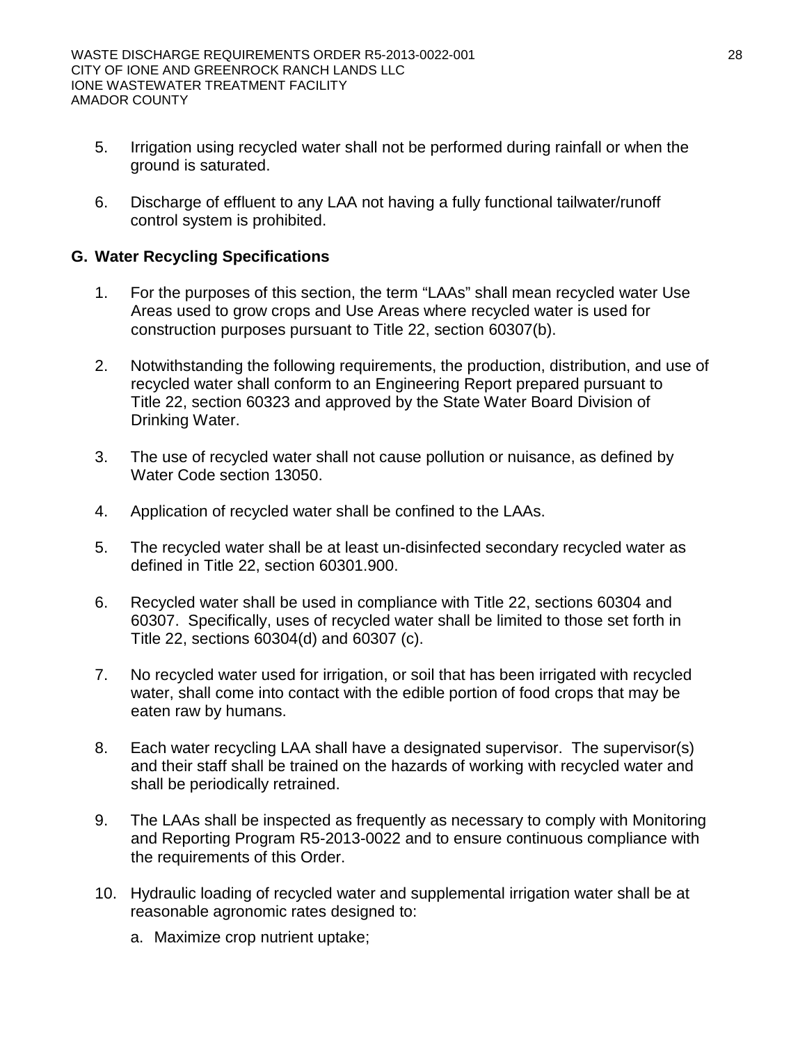5. Irrigation using recycled water shall not be performed during rainfall or when the ground is saturated.

6. Discharge of effluent to any LAA not having a fully functional tailwater/runoff control system is prohibited.

## G. Water Recycling Specifications

1. For the purposes of this section, the term "LAAs" shall mean recycled water Use Areas used to grow crops and Use Areas where recycled water is used for construction purposes pursuant to Title 22, section 60307(b).

2. Notwithstanding the following requirements, the production, distribution, and use of recycled water shall conform to an Engineering Report prepared pursuant to Title 22, section 60323 and approved by the State Water Board Division of Drinking Water.

3. The use of recycled water shall not cause pollution or nuisance, as defined by Water Code section 13050.

4. Application of recycled water shall be confined to the LAAs.

5. The recycled water shall be at least un-disinfected secondary recycled water as defined in Title 22, section 60301.900.

6. Recycled water shall be used in compliance with Title 22, sections 60304 and 60307. Specifically, uses of recycled water shall be limited to those set forth in Title 22, sections 60304(d) and 60307 (c).

7. No recycled water used for irrigation, or soil that has been irrigated with recycled water, shall come into contact with the edible portion of food crops that may be eaten raw by humans.

8. Each water recycling LAA shall have a designated supervisor. The supervisor(s) and their staff shall be trained on the hazards of working with recycled water and shall be periodically retrained.

9. The LAAs shall be inspected as frequently as necessary to comply with Monitoring and Reporting Program R5-2013-0022 and to ensure continuous compliance with the requirements of this Order.

10. Hydraulic loading of recycled water and supplemental irrigation water shall be at reasonable agronomic rates designed to:

    a. Maximize crop nutrient uptake;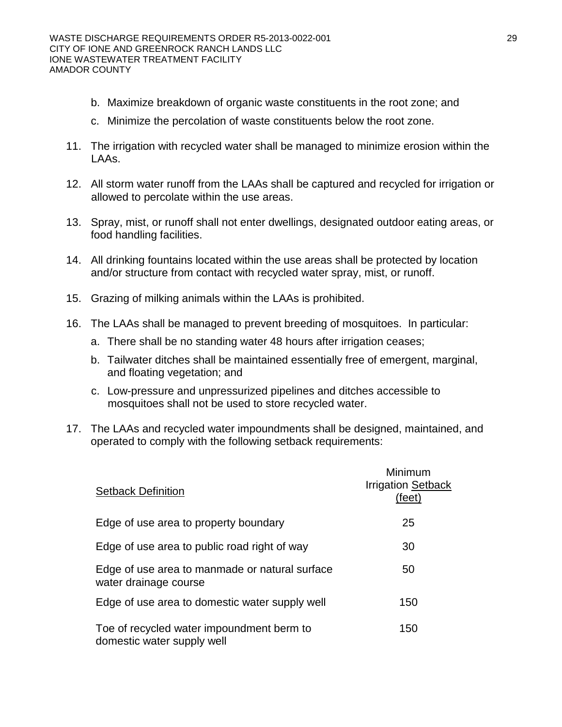b. Maximize breakdown of organic waste constituents in the root zone; and

c. Minimize the percolation of waste constituents below the root zone.

11. The irrigation with recycled water shall be managed to minimize erosion within the LAAs.

12. All storm water runoff from the LAAs shall be captured and recycled for irrigation or allowed to percolate within the use areas.

13. Spray, mist, or runoff shall not enter dwellings, designated outdoor eating areas, or food handling facilities.

14. All drinking fountains located within the use areas shall be protected by location and/or structure from contact with recycled water spray, mist, or runoff.

15. Grazing of milking animals within the LAAs is prohibited.

16. The LAAs shall be managed to prevent breeding of mosquitoes. In particular:

    a. There shall be no standing water 48 hours after irrigation ceases;

    b. Tailwater ditches shall be maintained essentially free of emergent, marginal, and floating vegetation; and

    c. Low-pressure and unpressurized pipelines and ditches accessible to mosquitoes shall not be used to store recycled water.

17. The LAAs and recycled water impoundments shall be designed, maintained, and operated to comply with the following setback requirements:

| Setback Definition | Minimum Irrigation Setback (feet) |
|---|---|
| Edge of use area to property boundary | 25 |
| Edge of use area to public road right of way | 30 |
| Edge of use area to manmade or natural surface water drainage course | 50 |
| Edge of use area to domestic water supply well | 150 |
| Toe of recycled water impoundment berm to domestic water supply well | 150 |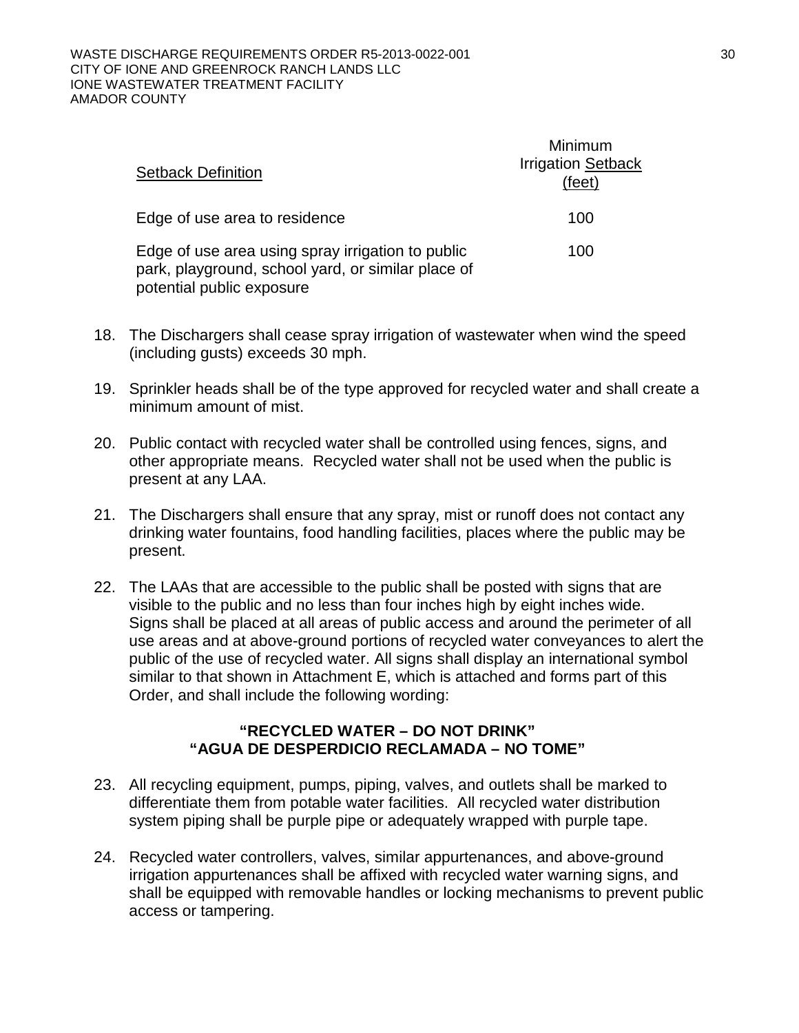| Setback Definition | Minimum Irrigation Setback (feet) |
| --- | --- |
| Edge of use area to residence | 100 |
| Edge of use area using spray irrigation to public park, playground, school yard, or similar place of potential public exposure | 100 |

18. The Dischargers shall cease spray irrigation of wastewater when wind the speed (including gusts) exceeds 30 mph.

19. Sprinkler heads shall be of the type approved for recycled water and shall create a minimum amount of mist.

20. Public contact with recycled water shall be controlled using fences, signs, and other appropriate means. Recycled water shall not be used when the public is present at any LAA.

21. The Dischargers shall ensure that any spray, mist or runoff does not contact any drinking water fountains, food handling facilities, places where the public may be present.

22. The LAAs that are accessible to the public shall be posted with signs that are visible to the public and no less than four inches high by eight inches wide. Signs shall be placed at all areas of public access and around the perimeter of all use areas and at above-ground portions of recycled water conveyances to alert the public of the use of recycled water. All signs shall display an international symbol similar to that shown in Attachment E, which is attached and forms part of this Order, and shall include the following wording:

**"RECYCLED WATER – DO NOT DRINK"**
**"AGUA DE DESPERDICIO RECLAMADA – NO TOME"**

23. All recycling equipment, pumps, piping, valves, and outlets shall be marked to differentiate them from potable water facilities. All recycled water distribution system piping shall be purple pipe or adequately wrapped with purple tape.

24. Recycled water controllers, valves, similar appurtenances, and above-ground irrigation appurtenances shall be affixed with recycled water warning signs, and shall be equipped with removable handles or locking mechanisms to prevent public access or tampering.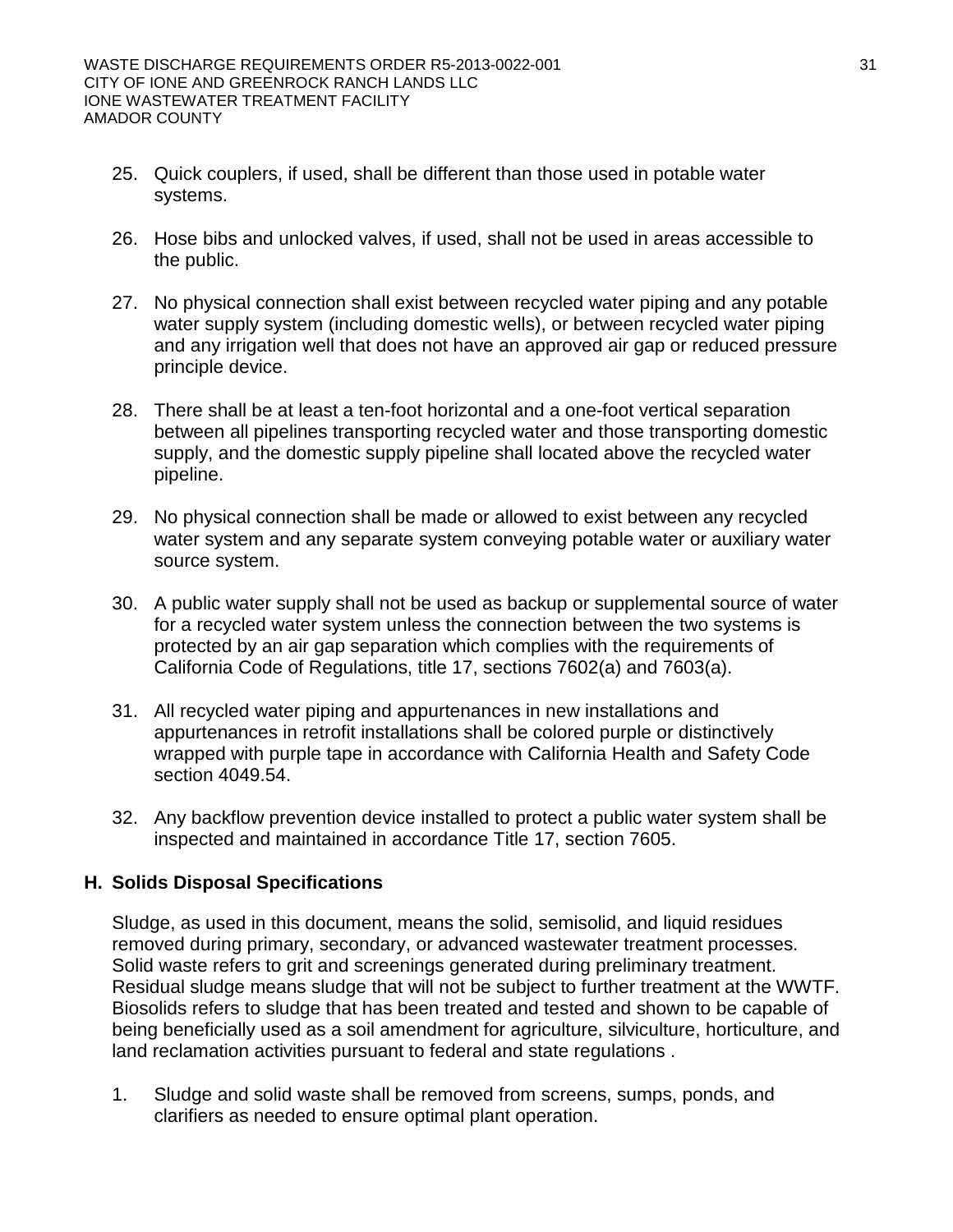25. Quick couplers, if used, shall be different than those used in potable water systems.

26. Hose bibs and unlocked valves, if used, shall not be used in areas accessible to the public.

27. No physical connection shall exist between recycled water piping and any potable water supply system (including domestic wells), or between recycled water piping and any irrigation well that does not have an approved air gap or reduced pressure principle device.

28. There shall be at least a ten-foot horizontal and a one-foot vertical separation between all pipelines transporting recycled water and those transporting domestic supply, and the domestic supply pipeline shall located above the recycled water pipeline.

29. No physical connection shall be made or allowed to exist between any recycled water system and any separate system conveying potable water or auxiliary water source system.

30. A public water supply shall not be used as backup or supplemental source of water for a recycled water system unless the connection between the two systems is protected by an air gap separation which complies with the requirements of California Code of Regulations, title 17, sections 7602(a) and 7603(a).

31. All recycled water piping and appurtenances in new installations and appurtenances in retrofit installations shall be colored purple or distinctively wrapped with purple tape in accordance with California Health and Safety Code section 4049.54.

32. Any backflow prevention device installed to protect a public water system shall be inspected and maintained in accordance Title 17, section 7605.

## H. Solids Disposal Specifications

Sludge, as used in this document, means the solid, semisolid, and liquid residues removed during primary, secondary, or advanced wastewater treatment processes. Solid waste refers to grit and screenings generated during preliminary treatment. Residual sludge means sludge that will not be subject to further treatment at the WWTF. Biosolids refers to sludge that has been treated and tested and shown to be capable of being beneficially used as a soil amendment for agriculture, silviculture, horticulture, and land reclamation activities pursuant to federal and state regulations .

1. Sludge and solid waste shall be removed from screens, sumps, ponds, and clarifiers as needed to ensure optimal plant operation.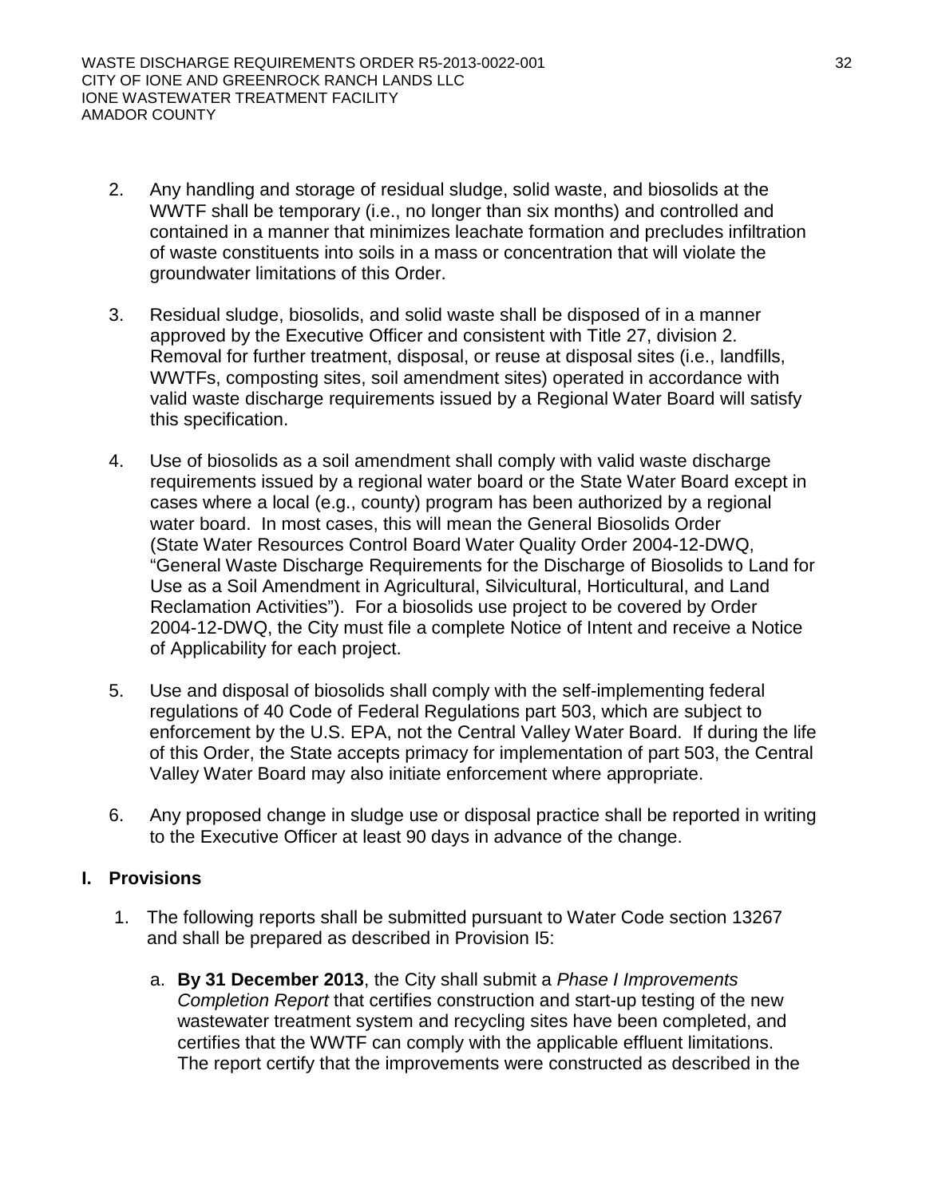2. Any handling and storage of residual sludge, solid waste, and biosolids at the WWTF shall be temporary (i.e., no longer than six months) and controlled and contained in a manner that minimizes leachate formation and precludes infiltration of waste constituents into soils in a mass or concentration that will violate the groundwater limitations of this Order.

3. Residual sludge, biosolids, and solid waste shall be disposed of in a manner approved by the Executive Officer and consistent with Title 27, division 2. Removal for further treatment, disposal, or reuse at disposal sites (i.e., landfills, WWTFs, composting sites, soil amendment sites) operated in accordance with valid waste discharge requirements issued by a Regional Water Board will satisfy this specification.

4. Use of biosolids as a soil amendment shall comply with valid waste discharge requirements issued by a regional water board or the State Water Board except in cases where a local (e.g., county) program has been authorized by a regional water board. In most cases, this will mean the General Biosolids Order (State Water Resources Control Board Water Quality Order 2004-12-DWQ, "General Waste Discharge Requirements for the Discharge of Biosolids to Land for Use as a Soil Amendment in Agricultural, Silvicultural, Horticultural, and Land Reclamation Activities"). For a biosolids use project to be covered by Order 2004-12-DWQ, the City must file a complete Notice of Intent and receive a Notice of Applicability for each project.

5. Use and disposal of biosolids shall comply with the self-implementing federal regulations of 40 Code of Federal Regulations part 503, which are subject to enforcement by the U.S. EPA, not the Central Valley Water Board. If during the life of this Order, the State accepts primacy for implementation of part 503, the Central Valley Water Board may also initiate enforcement where appropriate.

6. Any proposed change in sludge use or disposal practice shall be reported in writing to the Executive Officer at least 90 days in advance of the change.

## I. Provisions

1. The following reports shall be submitted pursuant to Water Code section 13267 and shall be prepared as described in Provision I5:

   a. **By 31 December 2013**, the City shall submit a *Phase I Improvements Completion Report* that certifies construction and start-up testing of the new wastewater treatment system and recycling sites have been completed, and certifies that the WWTF can comply with the applicable effluent limitations. The report certify that the improvements were constructed as described in the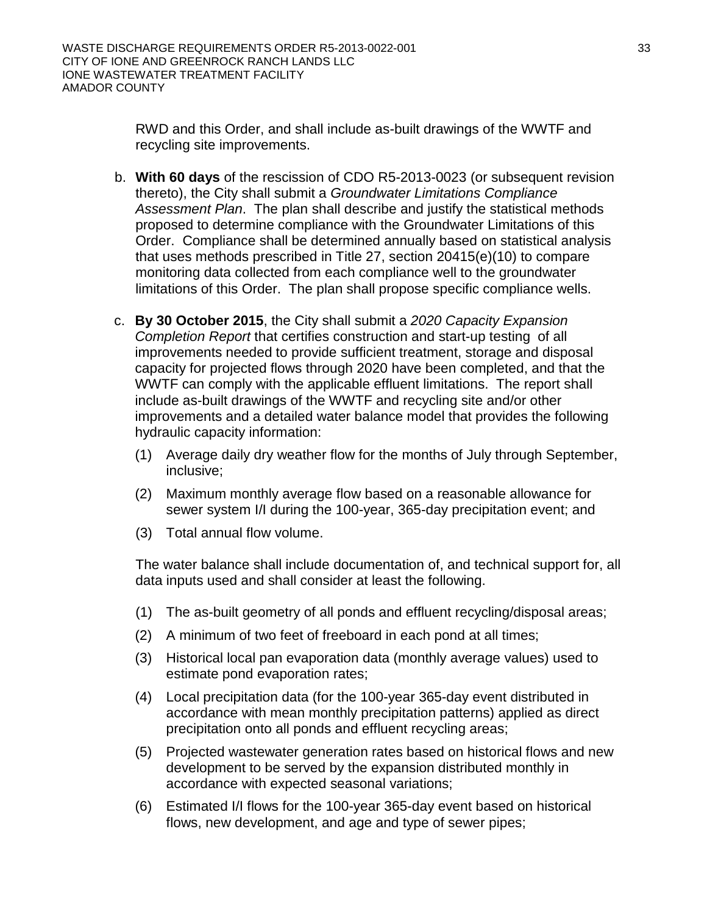RWD and this Order, and shall include as-built drawings of the WWTF and recycling site improvements.

b. **With 60 days** of the rescission of CDO R5-2013-0023 (or subsequent revision thereto), the City shall submit a *Groundwater Limitations Compliance Assessment Plan*. The plan shall describe and justify the statistical methods proposed to determine compliance with the Groundwater Limitations of this Order. Compliance shall be determined annually based on statistical analysis that uses methods prescribed in Title 27, section 20415(e)(10) to compare monitoring data collected from each compliance well to the groundwater limitations of this Order. The plan shall propose specific compliance wells.

c. **By 30 October 2015**, the City shall submit a *2020 Capacity Expansion Completion Report* that certifies construction and start-up testing of all improvements needed to provide sufficient treatment, storage and disposal capacity for projected flows through 2020 have been completed, and that the WWTF can comply with the applicable effluent limitations. The report shall include as-built drawings of the WWTF and recycling site and/or other improvements and a detailed water balance model that provides the following hydraulic capacity information:

   (1) Average daily dry weather flow for the months of July through September, inclusive;

   (2) Maximum monthly average flow based on a reasonable allowance for sewer system I/I during the 100-year, 365-day precipitation event; and

   (3) Total annual flow volume.

   The water balance shall include documentation of, and technical support for, all data inputs used and shall consider at least the following.

   (1) The as-built geometry of all ponds and effluent recycling/disposal areas;

   (2) A minimum of two feet of freeboard in each pond at all times;

   (3) Historical local pan evaporation data (monthly average values) used to estimate pond evaporation rates;

   (4) Local precipitation data (for the 100-year 365-day event distributed in accordance with mean monthly precipitation patterns) applied as direct precipitation onto all ponds and effluent recycling areas;

   (5) Projected wastewater generation rates based on historical flows and new development to be served by the expansion distributed monthly in accordance with expected seasonal variations;

   (6) Estimated I/I flows for the 100-year 365-day event based on historical flows, new development, and age and type of sewer pipes;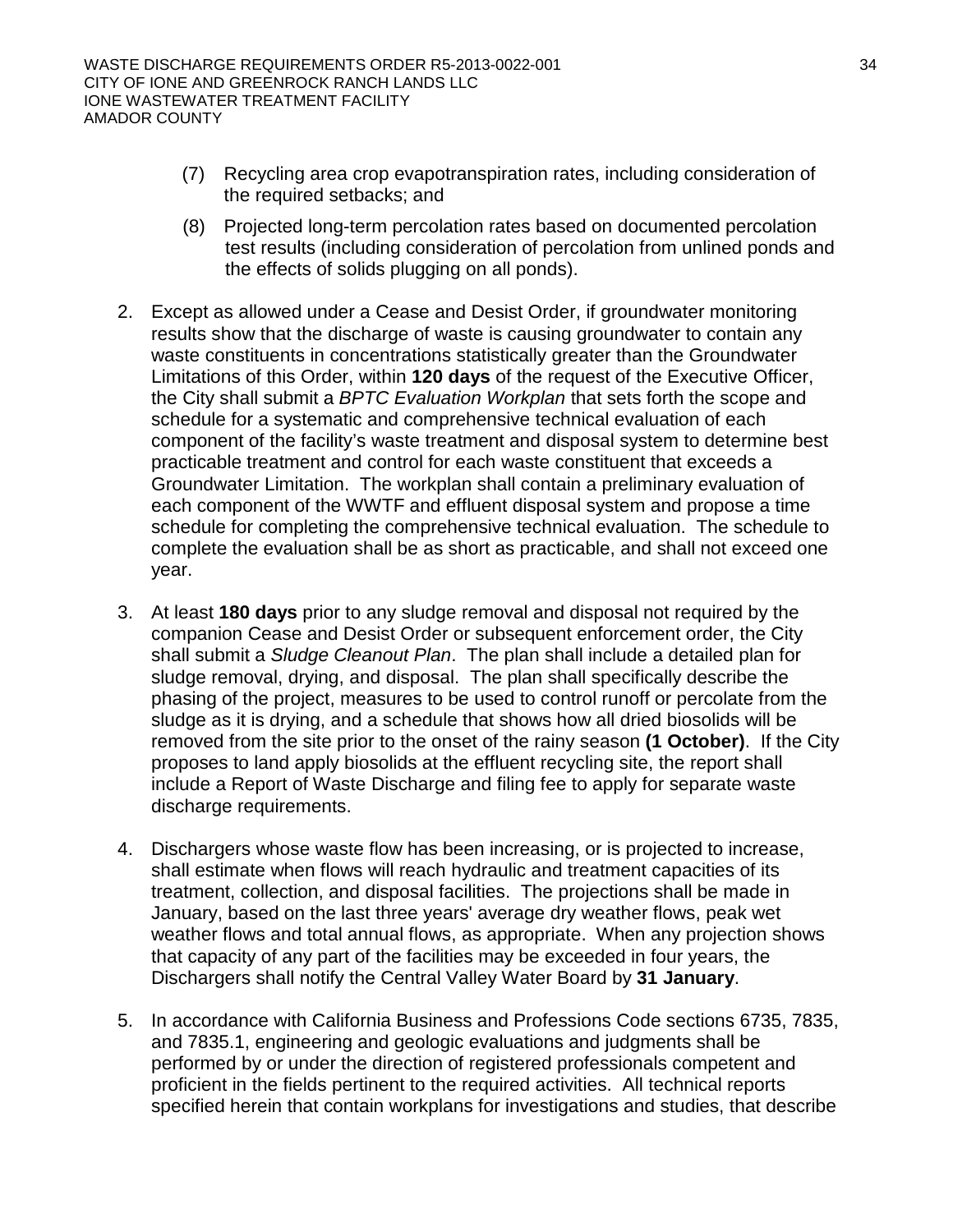(7) Recycling area crop evapotranspiration rates, including consideration of the required setbacks; and

(8) Projected long-term percolation rates based on documented percolation test results (including consideration of percolation from unlined ponds and the effects of solids plugging on all ponds).

2. Except as allowed under a Cease and Desist Order, if groundwater monitoring results show that the discharge of waste is causing groundwater to contain any waste constituents in concentrations statistically greater than the Groundwater Limitations of this Order, within **120 days** of the request of the Executive Officer, the City shall submit a *BPTC Evaluation Workplan* that sets forth the scope and schedule for a systematic and comprehensive technical evaluation of each component of the facility's waste treatment and disposal system to determine best practicable treatment and control for each waste constituent that exceeds a Groundwater Limitation. The workplan shall contain a preliminary evaluation of each component of the WWTF and effluent disposal system and propose a time schedule for completing the comprehensive technical evaluation. The schedule to complete the evaluation shall be as short as practicable, and shall not exceed one year.

3. At least **180 days** prior to any sludge removal and disposal not required by the companion Cease and Desist Order or subsequent enforcement order, the City shall submit a *Sludge Cleanout Plan*. The plan shall include a detailed plan for sludge removal, drying, and disposal. The plan shall specifically describe the phasing of the project, measures to be used to control runoff or percolate from the sludge as it is drying, and a schedule that shows how all dried biosolids will be removed from the site prior to the onset of the rainy season **(1 October)**. If the City proposes to land apply biosolids at the effluent recycling site, the report shall include a Report of Waste Discharge and filing fee to apply for separate waste discharge requirements.

4. Dischargers whose waste flow has been increasing, or is projected to increase, shall estimate when flows will reach hydraulic and treatment capacities of its treatment, collection, and disposal facilities. The projections shall be made in January, based on the last three years' average dry weather flows, peak wet weather flows and total annual flows, as appropriate. When any projection shows that capacity of any part of the facilities may be exceeded in four years, the Dischargers shall notify the Central Valley Water Board by **31 January**.

5. In accordance with California Business and Professions Code sections 6735, 7835, and 7835.1, engineering and geologic evaluations and judgments shall be performed by or under the direction of registered professionals competent and proficient in the fields pertinent to the required activities. All technical reports specified herein that contain workplans for investigations and studies, that describe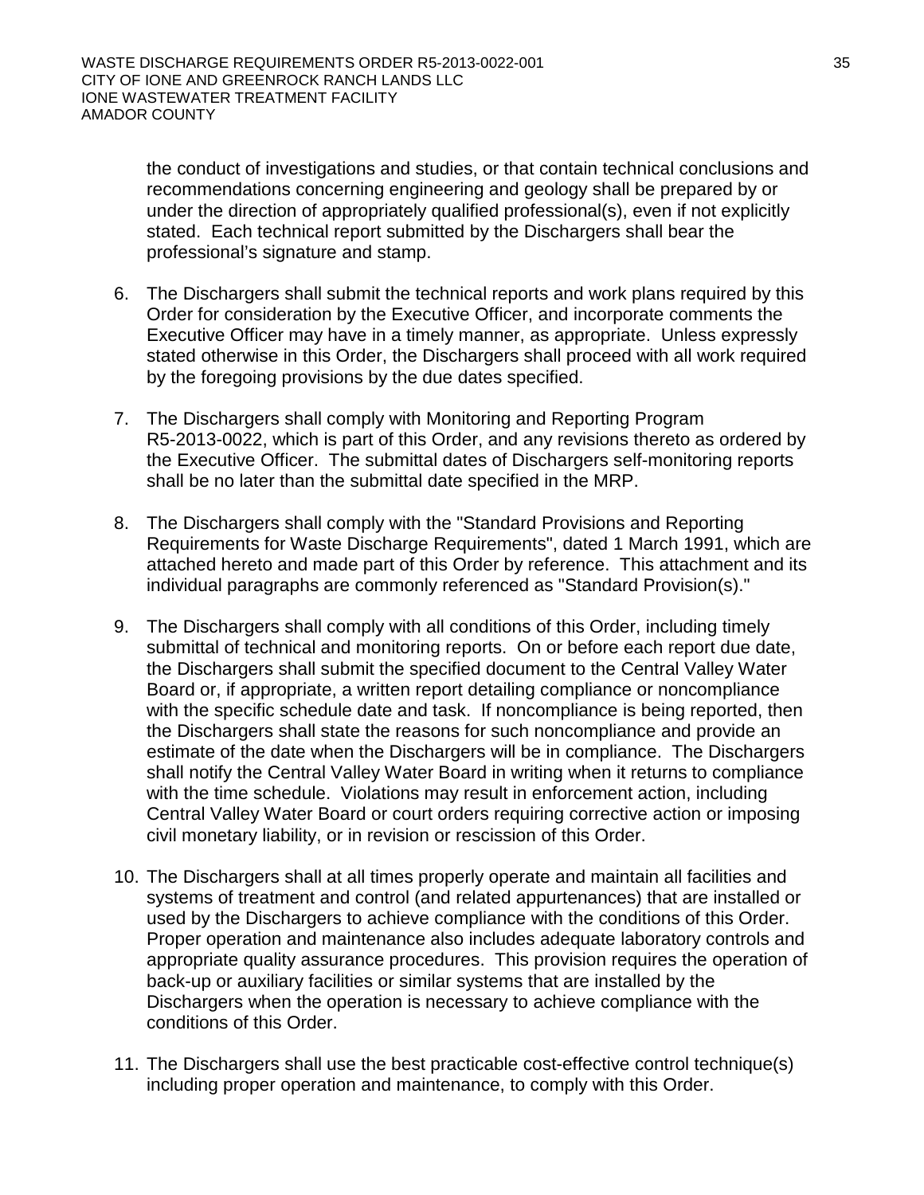the conduct of investigations and studies, or that contain technical conclusions and recommendations concerning engineering and geology shall be prepared by or under the direction of appropriately qualified professional(s), even if not explicitly stated. Each technical report submitted by the Dischargers shall bear the professional's signature and stamp.

6. The Dischargers shall submit the technical reports and work plans required by this Order for consideration by the Executive Officer, and incorporate comments the Executive Officer may have in a timely manner, as appropriate. Unless expressly stated otherwise in this Order, the Dischargers shall proceed with all work required by the foregoing provisions by the due dates specified.

7. The Dischargers shall comply with Monitoring and Reporting Program R5-2013-0022, which is part of this Order, and any revisions thereto as ordered by the Executive Officer. The submittal dates of Dischargers self-monitoring reports shall be no later than the submittal date specified in the MRP.

8. The Dischargers shall comply with the "Standard Provisions and Reporting Requirements for Waste Discharge Requirements", dated 1 March 1991, which are attached hereto and made part of this Order by reference. This attachment and its individual paragraphs are commonly referenced as "Standard Provision(s)."

9. The Dischargers shall comply with all conditions of this Order, including timely submittal of technical and monitoring reports. On or before each report due date, the Dischargers shall submit the specified document to the Central Valley Water Board or, if appropriate, a written report detailing compliance or noncompliance with the specific schedule date and task. If noncompliance is being reported, then the Dischargers shall state the reasons for such noncompliance and provide an estimate of the date when the Dischargers will be in compliance. The Dischargers shall notify the Central Valley Water Board in writing when it returns to compliance with the time schedule. Violations may result in enforcement action, including Central Valley Water Board or court orders requiring corrective action or imposing civil monetary liability, or in revision or rescission of this Order.

10. The Dischargers shall at all times properly operate and maintain all facilities and systems of treatment and control (and related appurtenances) that are installed or used by the Dischargers to achieve compliance with the conditions of this Order. Proper operation and maintenance also includes adequate laboratory controls and appropriate quality assurance procedures. This provision requires the operation of back-up or auxiliary facilities or similar systems that are installed by the Dischargers when the operation is necessary to achieve compliance with the conditions of this Order.

11. The Dischargers shall use the best practicable cost-effective control technique(s) including proper operation and maintenance, to comply with this Order.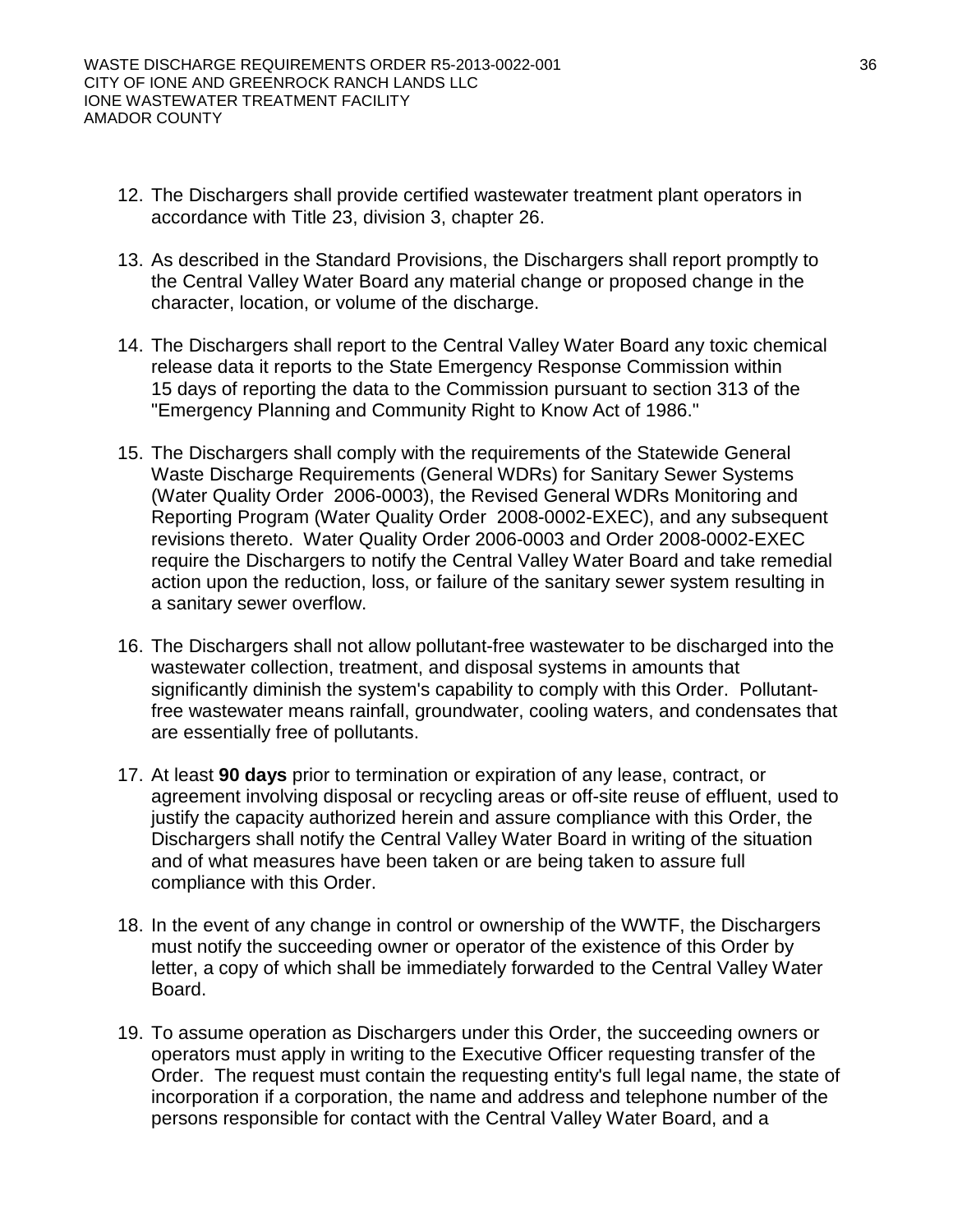12. The Dischargers shall provide certified wastewater treatment plant operators in accordance with Title 23, division 3, chapter 26.

13. As described in the Standard Provisions, the Dischargers shall report promptly to the Central Valley Water Board any material change or proposed change in the character, location, or volume of the discharge.

14. The Dischargers shall report to the Central Valley Water Board any toxic chemical release data it reports to the State Emergency Response Commission within 15 days of reporting the data to the Commission pursuant to section 313 of the "Emergency Planning and Community Right to Know Act of 1986."

15. The Dischargers shall comply with the requirements of the Statewide General Waste Discharge Requirements (General WDRs) for Sanitary Sewer Systems (Water Quality Order 2006-0003), the Revised General WDRs Monitoring and Reporting Program (Water Quality Order 2008-0002-EXEC), and any subsequent revisions thereto. Water Quality Order 2006-0003 and Order 2008-0002-EXEC require the Dischargers to notify the Central Valley Water Board and take remedial action upon the reduction, loss, or failure of the sanitary sewer system resulting in a sanitary sewer overflow.

16. The Dischargers shall not allow pollutant-free wastewater to be discharged into the wastewater collection, treatment, and disposal systems in amounts that significantly diminish the system's capability to comply with this Order. Pollutant-free wastewater means rainfall, groundwater, cooling waters, and condensates that are essentially free of pollutants.

17. At least **90 days** prior to termination or expiration of any lease, contract, or agreement involving disposal or recycling areas or off-site reuse of effluent, used to justify the capacity authorized herein and assure compliance with this Order, the Dischargers shall notify the Central Valley Water Board in writing of the situation and of what measures have been taken or are being taken to assure full compliance with this Order.

18. In the event of any change in control or ownership of the WWTF, the Dischargers must notify the succeeding owner or operator of the existence of this Order by letter, a copy of which shall be immediately forwarded to the Central Valley Water Board.

19. To assume operation as Dischargers under this Order, the succeeding owners or operators must apply in writing to the Executive Officer requesting transfer of the Order. The request must contain the requesting entity's full legal name, the state of incorporation if a corporation, the name and address and telephone number of the persons responsible for contact with the Central Valley Water Board, and a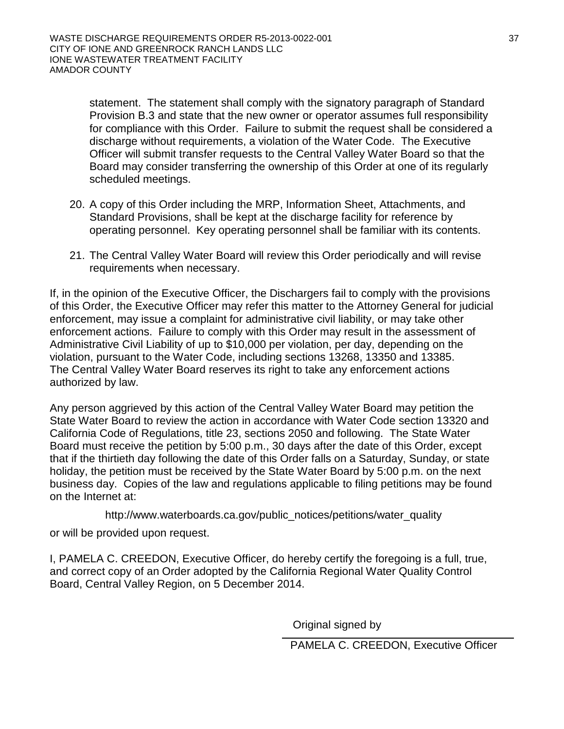statement. The statement shall comply with the signatory paragraph of Standard Provision B.3 and state that the new owner or operator assumes full responsibility for compliance with this Order. Failure to submit the request shall be considered a discharge without requirements, a violation of the Water Code. The Executive Officer will submit transfer requests to the Central Valley Water Board so that the Board may consider transferring the ownership of this Order at one of its regularly scheduled meetings.

20. A copy of this Order including the MRP, Information Sheet, Attachments, and Standard Provisions, shall be kept at the discharge facility for reference by operating personnel. Key operating personnel shall be familiar with its contents.

21. The Central Valley Water Board will review this Order periodically and will revise requirements when necessary.

If, in the opinion of the Executive Officer, the Dischargers fail to comply with the provisions of this Order, the Executive Officer may refer this matter to the Attorney General for judicial enforcement, may issue a complaint for administrative civil liability, or may take other enforcement actions. Failure to comply with this Order may result in the assessment of Administrative Civil Liability of up to $10,000 per violation, per day, depending on the violation, pursuant to the Water Code, including sections 13268, 13350 and 13385. The Central Valley Water Board reserves its right to take any enforcement actions authorized by law.

Any person aggrieved by this action of the Central Valley Water Board may petition the State Water Board to review the action in accordance with Water Code section 13320 and California Code of Regulations, title 23, sections 2050 and following. The State Water Board must receive the petition by 5:00 p.m., 30 days after the date of this Order, except that if the thirtieth day following the date of this Order falls on a Saturday, Sunday, or state holiday, the petition must be received by the State Water Board by 5:00 p.m. on the next business day. Copies of the law and regulations applicable to filing petitions may be found on the Internet at:

http://www.waterboards.ca.gov/public_notices/petitions/water_quality

or will be provided upon request.

I, PAMELA C. CREEDON, Executive Officer, do hereby certify the foregoing is a full, true, and correct copy of an Order adopted by the California Regional Water Quality Control Board, Central Valley Region, on 5 December 2014.

Original signed by

PAMELA C. CREEDON, Executive Officer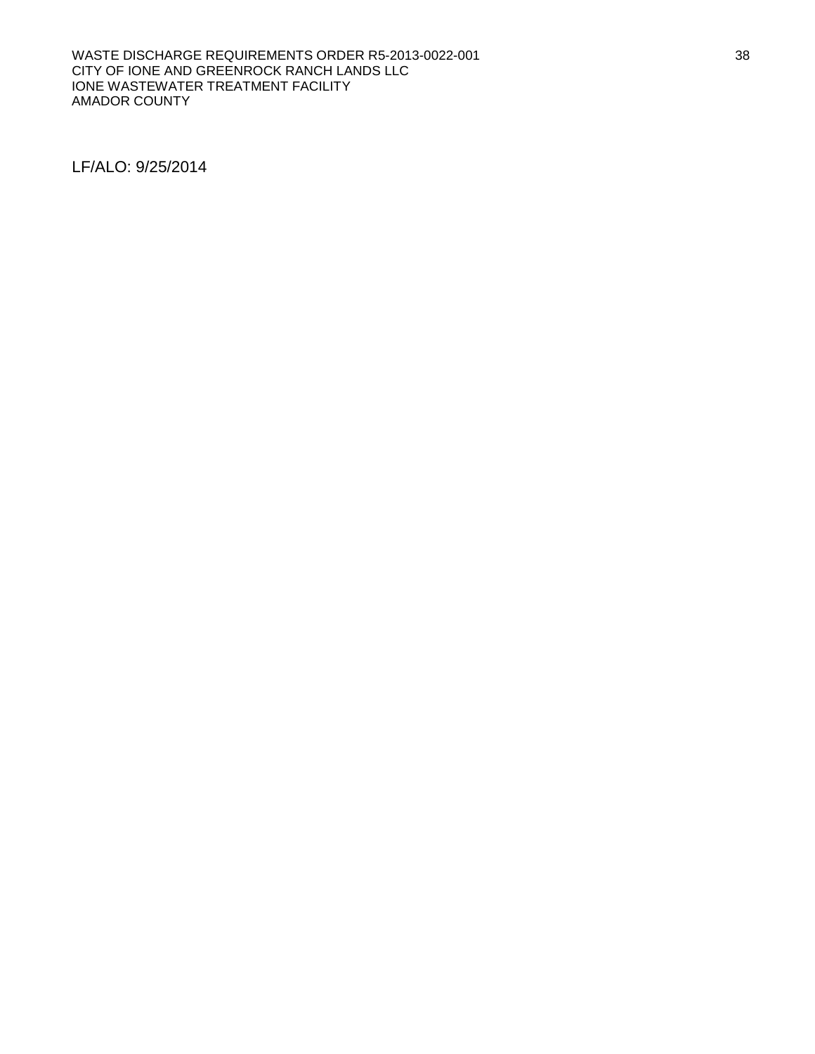LF/ALO: 9/25/2014